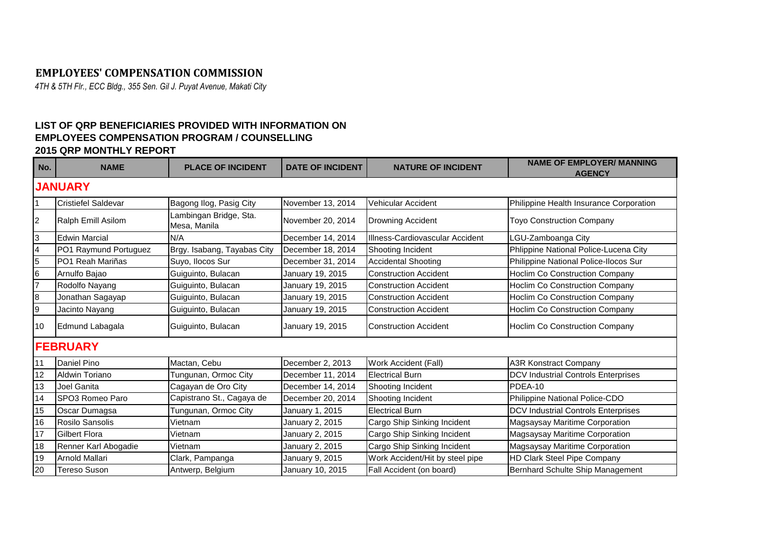# EMPLOYEES' COMPENSATION COMMISSION

*4TH & 5TH Flr., ECC Bldg., 355 Sen. Gil J. Puyat Avenue, Makati City*

## LIST OF QRP BENEFICIARIES PROVIDED WITH INFORMATION ON EMPLOYEES COMPENSATION PROGRAM / COUNSELLING

## 2015 QRP MONTHLY REPORT

| No. | NAME | PLACE OF INCIDENT | DATE OF INCIDENT | NATURE OF INCIDENT | NAME OF EMPLOYER/ MANNING AGENCY |
|---|---|---|---|---|---|
| **JANUARY** | | | | | |
| 1 | Cristiefel Saldevar | Bagong Ilog, Pasig City | November 13, 2014 | Vehicular Accident | Philippine Health Insurance Corporation |
| 2 | Ralph Emill Asilom | Lambingan Bridge, Sta. Mesa, Manila | November 20, 2014 | Drowning Accident | Toyo Construction Company |
| 3 | Edwin Marcial | N/A | December 14, 2014 | Illness-Cardiovascular Accident | LGU-Zamboanga City |
| 4 | PO1 Raymund Portuguez | Brgy. Isabang, Tayabas City | December 18, 2014 | Shooting Incident | Phlippine National Police-Lucena City |
| 5 | PO1 Reah Mariñas | Suyo, Ilocos Sur | December 31, 2014 | Accidental Shooting | Philippine National Police-Ilocos Sur |
| 6 | Arnulfo Bajao | Guiguinto, Bulacan | January 19, 2015 | Construction Accident | Hoclim Co Construction Company |
| 7 | Rodolfo Nayang | Guiguinto, Bulacan | January 19, 2015 | Construction Accident | Hoclim Co Construction Company |
| 8 | Jonathan Sagayap | Guiguinto, Bulacan | January 19, 2015 | Construction Accident | Hoclim Co Construction Company |
| 9 | Jacinto Nayang | Guiguinto, Bulacan | January 19, 2015 | Construction Accident | Hoclim Co Construction Company |
| 10 | Edmund Labagala | Guiguinto, Bulacan | January 19, 2015 | Construction Accident | Hoclim Co Construction Company |
| **FEBRUARY** | | | | | |
| 11 | Daniel Pino | Mactan, Cebu | December 2, 2013 | Work Accident (Fall) | A3R Konstract Company |
| 12 | Aldwin Toriano | Tungunan, Ormoc City | December 11, 2014 | Electrical Burn | DCV Industrial Controls Enterprises |
| 13 | Joel Ganita | Cagayan de Oro City | December 14, 2014 | Shooting Incident | PDEA-10 |
| 14 | SPO3 Romeo Paro | Capistrano St., Cagaya de | December 20, 2014 | Shooting Incident | Philippine National Police-CDO |
| 15 | Oscar Dumagsa | Tungunan, Ormoc City | January 1, 2015 | Electrical Burn | DCV Industrial Controls Enterprises |
| 16 | Rosilo Sansolis | Vietnam | January 2, 2015 | Cargo Ship Sinking Incident | Magsaysay Maritime Corporation |
| 17 | Gilbert Flora | Vietnam | January 2, 2015 | Cargo Ship Sinking Incident | Magsaysay Maritime Corporation |
| 18 | Renner Karl Abogadie | Vietnam | January 2, 2015 | Cargo Ship Sinking Incident | Magsaysay Maritime Corporation |
| 19 | Arnold Mallari | Clark, Pampanga | January 9, 2015 | Work Accident/Hit by steel pipe | HD Clark Steel Pipe Company |
| 20 | Tereso Suson | Antwerp, Belgium | January 10, 2015 | Fall Accident (on board) | Bernhard Schulte Ship Management |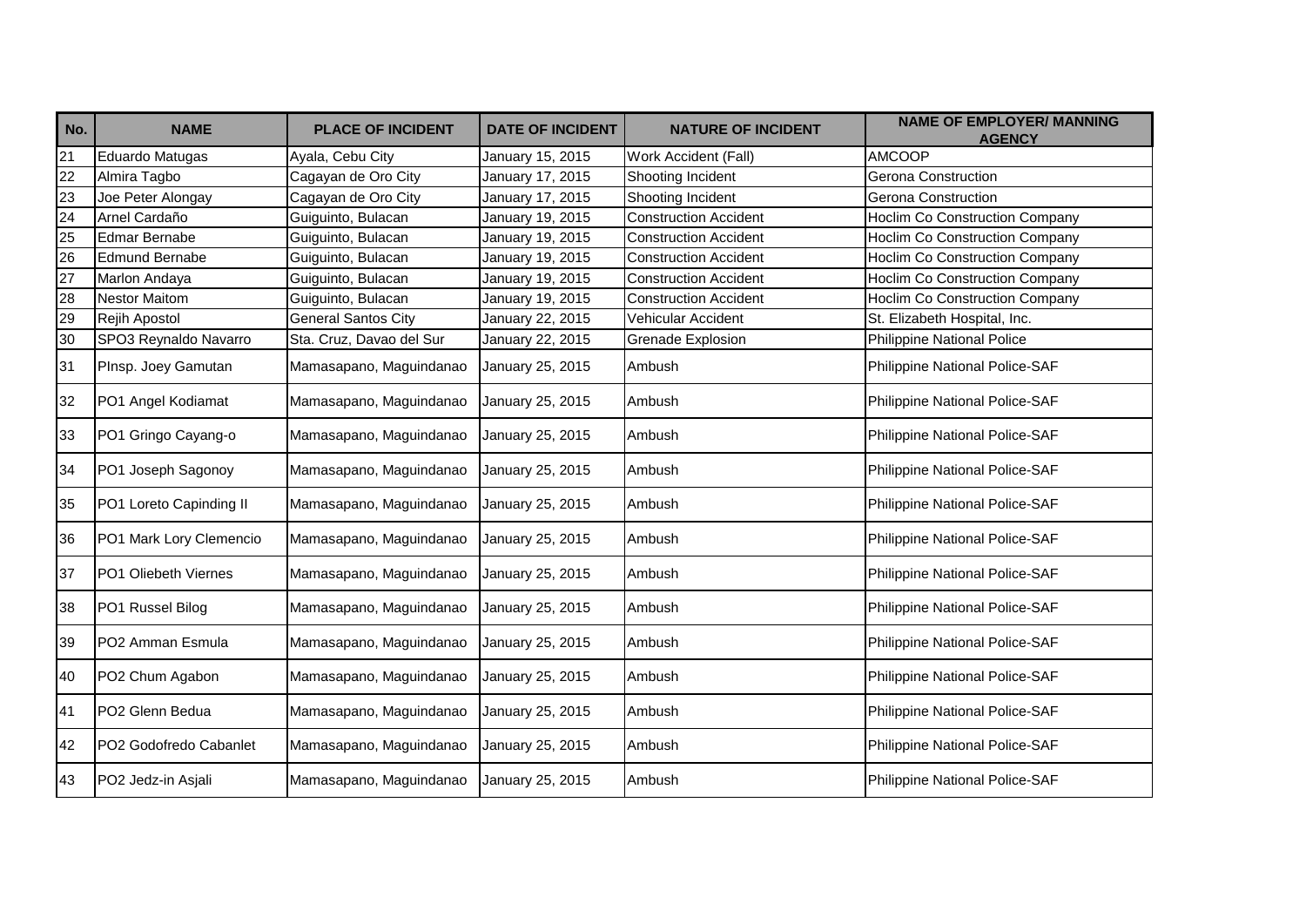| No. | NAME | PLACE OF INCIDENT | DATE OF INCIDENT | NATURE OF INCIDENT | NAME OF EMPLOYER/ MANNING AGENCY |
|---|---|---|---|---|---|
| 21 | Eduardo Matugas | Ayala, Cebu City | January 15, 2015 | Work Accident (Fall) | AMCOOP |
| 22 | Almira Tagbo | Cagayan de Oro City | January 17, 2015 | Shooting Incident | Gerona Construction |
| 23 | Joe Peter Alongay | Cagayan de Oro City | January 17, 2015 | Shooting Incident | Gerona Construction |
| 24 | Arnel Cardaño | Guiguinto, Bulacan | January 19, 2015 | Construction Accident | Hoclim Co Construction Company |
| 25 | Edmar Bernabe | Guiguinto, Bulacan | January 19, 2015 | Construction Accident | Hoclim Co Construction Company |
| 26 | Edmund Bernabe | Guiguinto, Bulacan | January 19, 2015 | Construction Accident | Hoclim Co Construction Company |
| 27 | Marlon Andaya | Guiguinto, Bulacan | January 19, 2015 | Construction Accident | Hoclim Co Construction Company |
| 28 | Nestor Maitom | Guiguinto, Bulacan | January 19, 2015 | Construction Accident | Hoclim Co Construction Company |
| 29 | Rejih Apostol | General Santos City | January 22, 2015 | Vehicular Accident | St. Elizabeth Hospital, Inc. |
| 30 | SPO3 Reynaldo Navarro | Sta. Cruz, Davao del Sur | January 22, 2015 | Grenade Explosion | Philippine National Police |
| 31 | PInsp. Joey Gamutan | Mamasapano, Maguindanao | January 25, 2015 | Ambush | Philippine National Police-SAF |
| 32 | PO1 Angel Kodiamat | Mamasapano, Maguindanao | January 25, 2015 | Ambush | Philippine National Police-SAF |
| 33 | PO1 Gringo Cayang-o | Mamasapano, Maguindanao | January 25, 2015 | Ambush | Philippine National Police-SAF |
| 34 | PO1 Joseph Sagonoy | Mamasapano, Maguindanao | January 25, 2015 | Ambush | Philippine National Police-SAF |
| 35 | PO1 Loreto Capinding II | Mamasapano, Maguindanao | January 25, 2015 | Ambush | Philippine National Police-SAF |
| 36 | PO1 Mark Lory Clemencio | Mamasapano, Maguindanao | January 25, 2015 | Ambush | Philippine National Police-SAF |
| 37 | PO1 Oliebeth Viernes | Mamasapano, Maguindanao | January 25, 2015 | Ambush | Philippine National Police-SAF |
| 38 | PO1 Russel Bilog | Mamasapano, Maguindanao | January 25, 2015 | Ambush | Philippine National Police-SAF |
| 39 | PO2 Amman Esmula | Mamasapano, Maguindanao | January 25, 2015 | Ambush | Philippine National Police-SAF |
| 40 | PO2 Chum Agabon | Mamasapano, Maguindanao | January 25, 2015 | Ambush | Philippine National Police-SAF |
| 41 | PO2 Glenn Bedua | Mamasapano, Maguindanao | January 25, 2015 | Ambush | Philippine National Police-SAF |
| 42 | PO2 Godofredo Cabanlet | Mamasapano, Maguindanao | January 25, 2015 | Ambush | Philippine National Police-SAF |
| 43 | PO2 Jedz-in Asjali | Mamasapano, Maguindanao | January 25, 2015 | Ambush | Philippine National Police-SAF |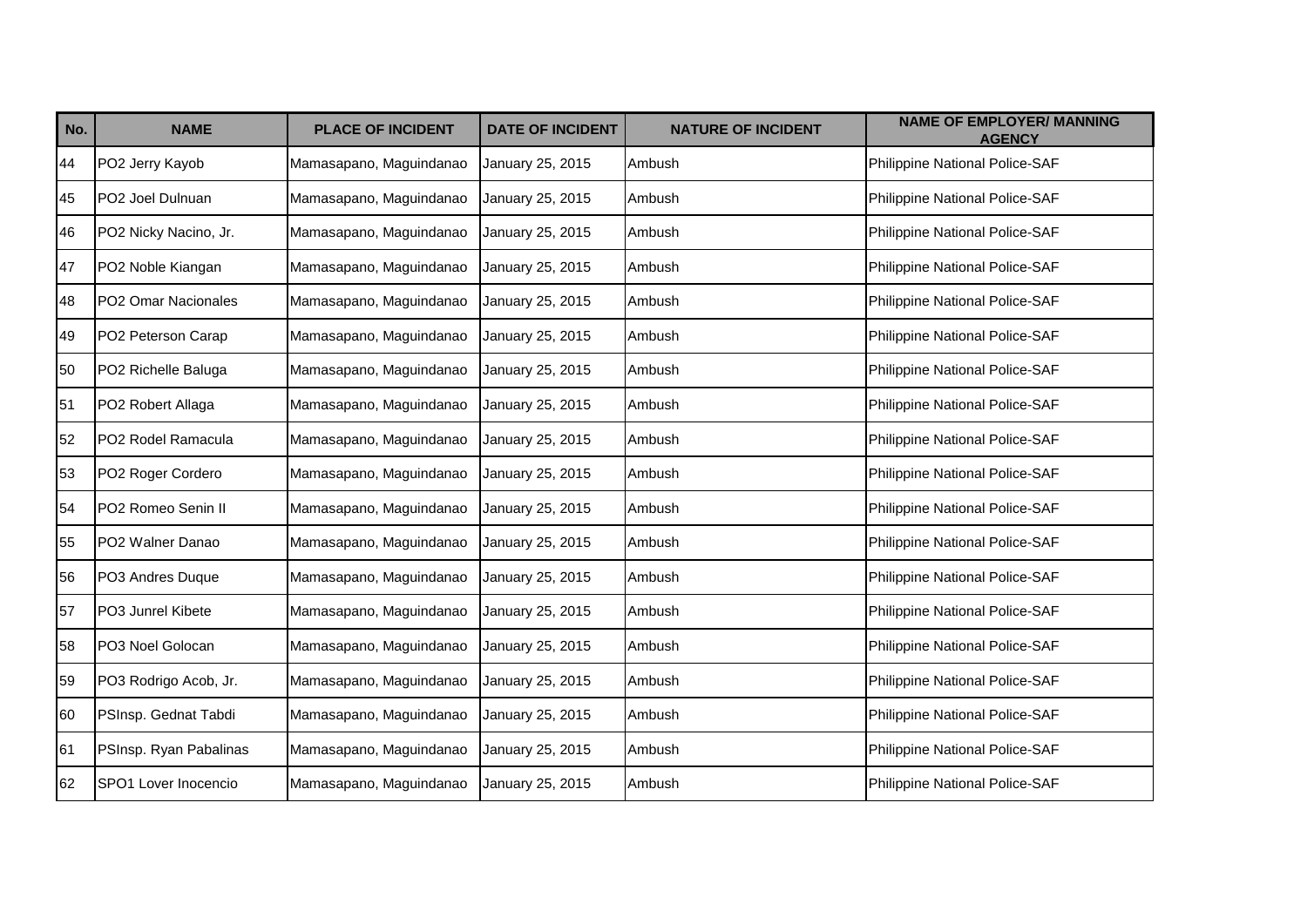| No. | NAME | PLACE OF INCIDENT | DATE OF INCIDENT | NATURE OF INCIDENT | NAME OF EMPLOYER/ MANNING AGENCY |
|---|---|---|---|---|---|
| 44 | PO2 Jerry Kayob | Mamasapano, Maguindanao | January 25, 2015 | Ambush | Philippine National Police-SAF |
| 45 | PO2 Joel Dulnuan | Mamasapano, Maguindanao | January 25, 2015 | Ambush | Philippine National Police-SAF |
| 46 | PO2 Nicky Nacino, Jr. | Mamasapano, Maguindanao | January 25, 2015 | Ambush | Philippine National Police-SAF |
| 47 | PO2 Noble Kiangan | Mamasapano, Maguindanao | January 25, 2015 | Ambush | Philippine National Police-SAF |
| 48 | PO2 Omar Nacionales | Mamasapano, Maguindanao | January 25, 2015 | Ambush | Philippine National Police-SAF |
| 49 | PO2 Peterson Carap | Mamasapano, Maguindanao | January 25, 2015 | Ambush | Philippine National Police-SAF |
| 50 | PO2 Richelle Baluga | Mamasapano, Maguindanao | January 25, 2015 | Ambush | Philippine National Police-SAF |
| 51 | PO2 Robert Allaga | Mamasapano, Maguindanao | January 25, 2015 | Ambush | Philippine National Police-SAF |
| 52 | PO2 Rodel Ramacula | Mamasapano, Maguindanao | January 25, 2015 | Ambush | Philippine National Police-SAF |
| 53 | PO2 Roger Cordero | Mamasapano, Maguindanao | January 25, 2015 | Ambush | Philippine National Police-SAF |
| 54 | PO2 Romeo Senin II | Mamasapano, Maguindanao | January 25, 2015 | Ambush | Philippine National Police-SAF |
| 55 | PO2 Walner Danao | Mamasapano, Maguindanao | January 25, 2015 | Ambush | Philippine National Police-SAF |
| 56 | PO3 Andres Duque | Mamasapano, Maguindanao | January 25, 2015 | Ambush | Philippine National Police-SAF |
| 57 | PO3 Junrel Kibete | Mamasapano, Maguindanao | January 25, 2015 | Ambush | Philippine National Police-SAF |
| 58 | PO3 Noel Golocan | Mamasapano, Maguindanao | January 25, 2015 | Ambush | Philippine National Police-SAF |
| 59 | PO3 Rodrigo Acob, Jr. | Mamasapano, Maguindanao | January 25, 2015 | Ambush | Philippine National Police-SAF |
| 60 | PSInsp. Gednat Tabdi | Mamasapano, Maguindanao | January 25, 2015 | Ambush | Philippine National Police-SAF |
| 61 | PSInsp. Ryan Pabalinas | Mamasapano, Maguindanao | January 25, 2015 | Ambush | Philippine National Police-SAF |
| 62 | SPO1 Lover Inocencio | Mamasapano, Maguindanao | January 25, 2015 | Ambush | Philippine National Police-SAF |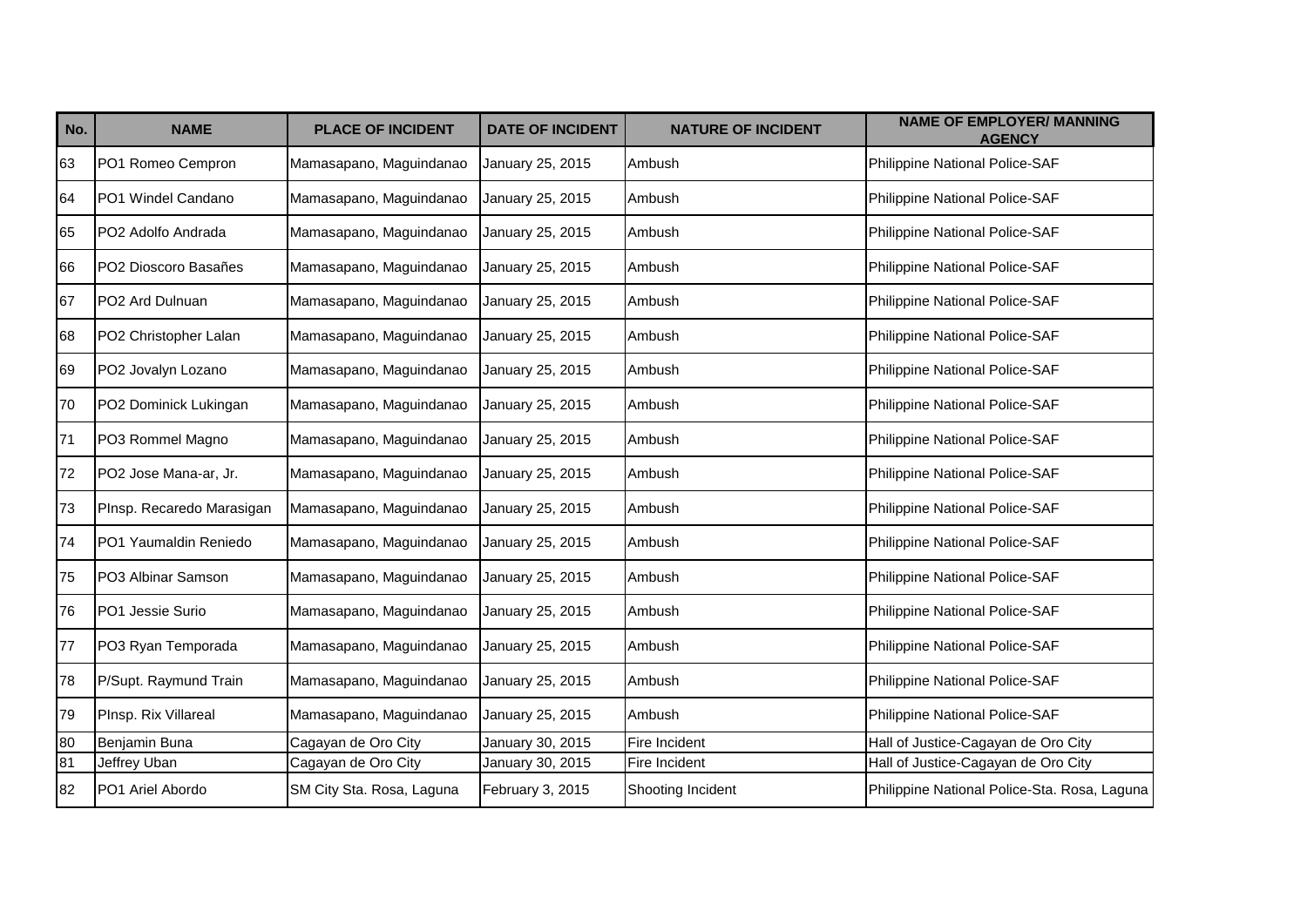| No. | NAME | PLACE OF INCIDENT | DATE OF INCIDENT | NATURE OF INCIDENT | NAME OF EMPLOYER/ MANNING AGENCY |
|---|---|---|---|---|---|
| 63 | PO1 Romeo Cempron | Mamasapano, Maguindanao | January 25, 2015 | Ambush | Philippine National Police-SAF |
| 64 | PO1 Windel Candano | Mamasapano, Maguindanao | January 25, 2015 | Ambush | Philippine National Police-SAF |
| 65 | PO2 Adolfo Andrada | Mamasapano, Maguindanao | January 25, 2015 | Ambush | Philippine National Police-SAF |
| 66 | PO2 Dioscoro Basañes | Mamasapano, Maguindanao | January 25, 2015 | Ambush | Philippine National Police-SAF |
| 67 | PO2 Ard Dulnuan | Mamasapano, Maguindanao | January 25, 2015 | Ambush | Philippine National Police-SAF |
| 68 | PO2 Christopher Lalan | Mamasapano, Maguindanao | January 25, 2015 | Ambush | Philippine National Police-SAF |
| 69 | PO2 Jovalyn Lozano | Mamasapano, Maguindanao | January 25, 2015 | Ambush | Philippine National Police-SAF |
| 70 | PO2 Dominick Lukingan | Mamasapano, Maguindanao | January 25, 2015 | Ambush | Philippine National Police-SAF |
| 71 | PO3 Rommel Magno | Mamasapano, Maguindanao | January 25, 2015 | Ambush | Philippine National Police-SAF |
| 72 | PO2 Jose Mana-ar, Jr. | Mamasapano, Maguindanao | January 25, 2015 | Ambush | Philippine National Police-SAF |
| 73 | PInsp. Recaredo Marasigan | Mamasapano, Maguindanao | January 25, 2015 | Ambush | Philippine National Police-SAF |
| 74 | PO1 Yaumaldin Reniedo | Mamasapano, Maguindanao | January 25, 2015 | Ambush | Philippine National Police-SAF |
| 75 | PO3 Albinar Samson | Mamasapano, Maguindanao | January 25, 2015 | Ambush | Philippine National Police-SAF |
| 76 | PO1 Jessie Surio | Mamasapano, Maguindanao | January 25, 2015 | Ambush | Philippine National Police-SAF |
| 77 | PO3 Ryan Temporada | Mamasapano, Maguindanao | January 25, 2015 | Ambush | Philippine National Police-SAF |
| 78 | P/Supt. Raymund Train | Mamasapano, Maguindanao | January 25, 2015 | Ambush | Philippine National Police-SAF |
| 79 | PInsp. Rix Villareal | Mamasapano, Maguindanao | January 25, 2015 | Ambush | Philippine National Police-SAF |
| 80 | Benjamin Buna | Cagayan de Oro City | January 30, 2015 | Fire Incident | Hall of Justice-Cagayan de Oro City |
| 81 | Jeffrey Uban | Cagayan de Oro City | January 30, 2015 | Fire Incident | Hall of Justice-Cagayan de Oro City |
| 82 | PO1 Ariel Abordo | SM City Sta. Rosa, Laguna | February 3, 2015 | Shooting Incident | Philippine National Police-Sta. Rosa, Laguna |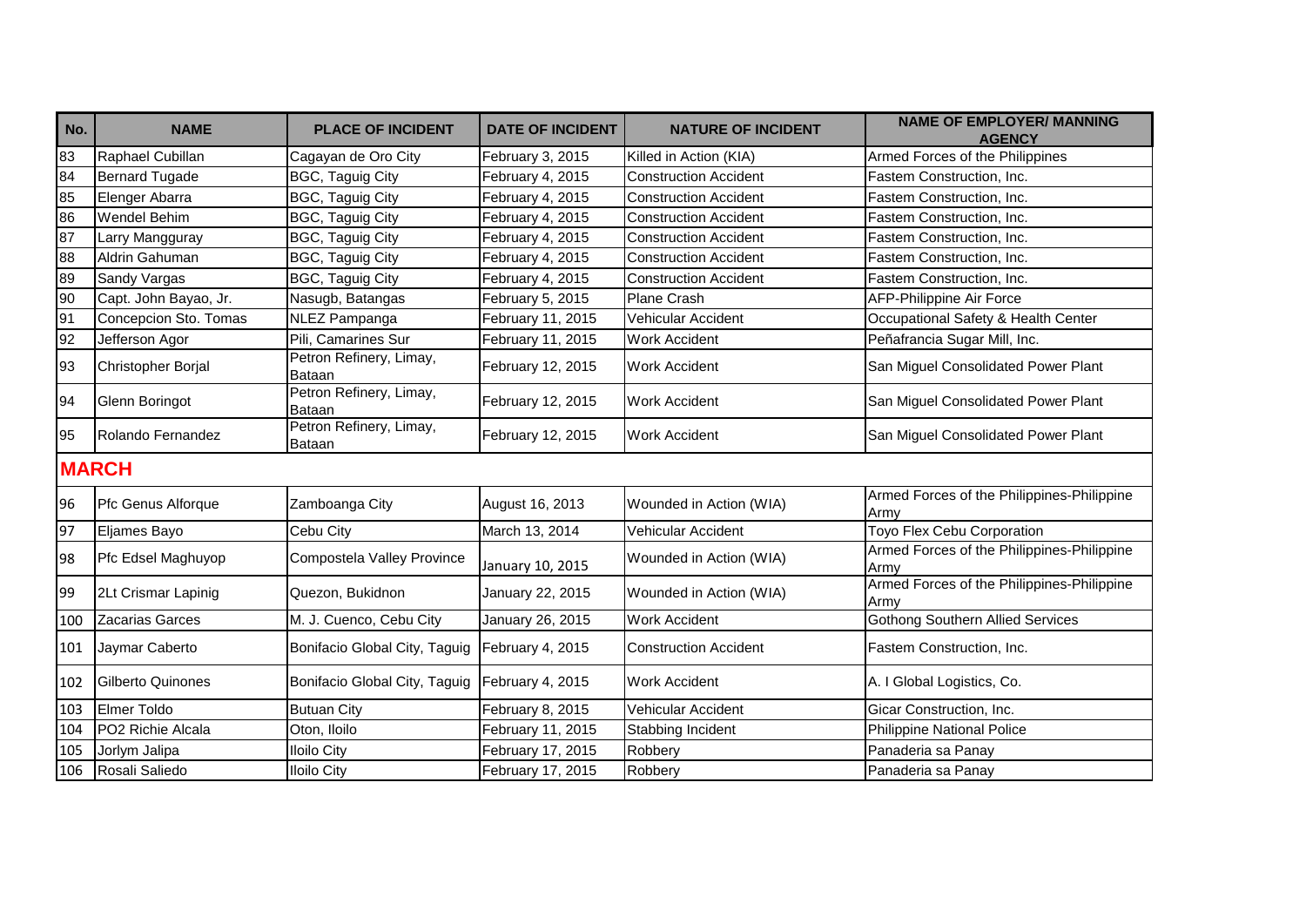| No. | NAME | PLACE OF INCIDENT | DATE OF INCIDENT | NATURE OF INCIDENT | NAME OF EMPLOYER/ MANNING AGENCY |
|---|---|---|---|---|---|
| 83 | Raphael Cubillan | Cagayan de Oro City | February 3, 2015 | Killed in Action (KIA) | Armed Forces of the Philippines |
| 84 | Bernard Tugade | BGC, Taguig City | February 4, 2015 | Construction Accident | Fastem Construction, Inc. |
| 85 | Elenger Abarra | BGC, Taguig City | February 4, 2015 | Construction Accident | Fastem Construction, Inc. |
| 86 | Wendel Behim | BGC, Taguig City | February 4, 2015 | Construction Accident | Fastem Construction, Inc. |
| 87 | Larry Mangguray | BGC, Taguig City | February 4, 2015 | Construction Accident | Fastem Construction, Inc. |
| 88 | Aldrin Gahuman | BGC, Taguig City | February 4, 2015 | Construction Accident | Fastem Construction, Inc. |
| 89 | Sandy Vargas | BGC, Taguig City | February 4, 2015 | Construction Accident | Fastem Construction, Inc. |
| 90 | Capt. John Bayao, Jr. | Nasugb, Batangas | February 5, 2015 | Plane Crash | AFP-Philippine Air Force |
| 91 | Concepcion Sto. Tomas | NLEZ Pampanga | February 11, 2015 | Vehicular Accident | Occupational Safety & Health Center |
| 92 | Jefferson Agor | Pili, Camarines Sur | February 11, 2015 | Work Accident | Peñafrancia Sugar Mill, Inc. |
| 93 | Christopher Borjal | Petron Refinery, Limay, Bataan | February 12, 2015 | Work Accident | San Miguel Consolidated Power Plant |
| 94 | Glenn Boringot | Petron Refinery, Limay, Bataan | February 12, 2015 | Work Accident | San Miguel Consolidated Power Plant |
| 95 | Rolando Fernandez | Petron Refinery, Limay, Bataan | February 12, 2015 | Work Accident | San Miguel Consolidated Power Plant |
| **MARCH** | | | | | |
| 96 | Pfc Genus Alforque | Zamboanga City | August 16, 2013 | Wounded in Action (WIA) | Armed Forces of the Philippines-Philippine Army |
| 97 | Eljames Bayo | Cebu City | March 13, 2014 | Vehicular Accident | Toyo Flex Cebu Corporation |
| 98 | Pfc Edsel Maghuyop | Compostela Valley Province | January 10, 2015 | Wounded in Action (WIA) | Armed Forces of the Philippines-Philippine Army |
| 99 | 2Lt Crismar Lapinig | Quezon, Bukidnon | January 22, 2015 | Wounded in Action (WIA) | Armed Forces of the Philippines-Philippine Army |
| 100 | Zacarias Garces | M. J. Cuenco, Cebu City | January 26, 2015 | Work Accident | Gothong Southern Allied Services |
| 101 | Jaymar Caberto | Bonifacio Global City, Taguig | February 4, 2015 | Construction Accident | Fastem Construction, Inc. |
| 102 | Gilberto Quinones | Bonifacio Global City, Taguig | February 4, 2015 | Work Accident | A. I Global Logistics, Co. |
| 103 | Elmer Toldo | Butuan City | February 8, 2015 | Vehicular Accident | Gicar Construction, Inc. |
| 104 | PO2 Richie Alcala | Oton, Iloilo | February 11, 2015 | Stabbing Incident | Philippine National Police |
| 105 | Jorlym Jalipa | Iloilo City | February 17, 2015 | Robbery | Panaderia sa Panay |
| 106 | Rosali Saliedo | Iloilo City | February 17, 2015 | Robbery | Panaderia sa Panay |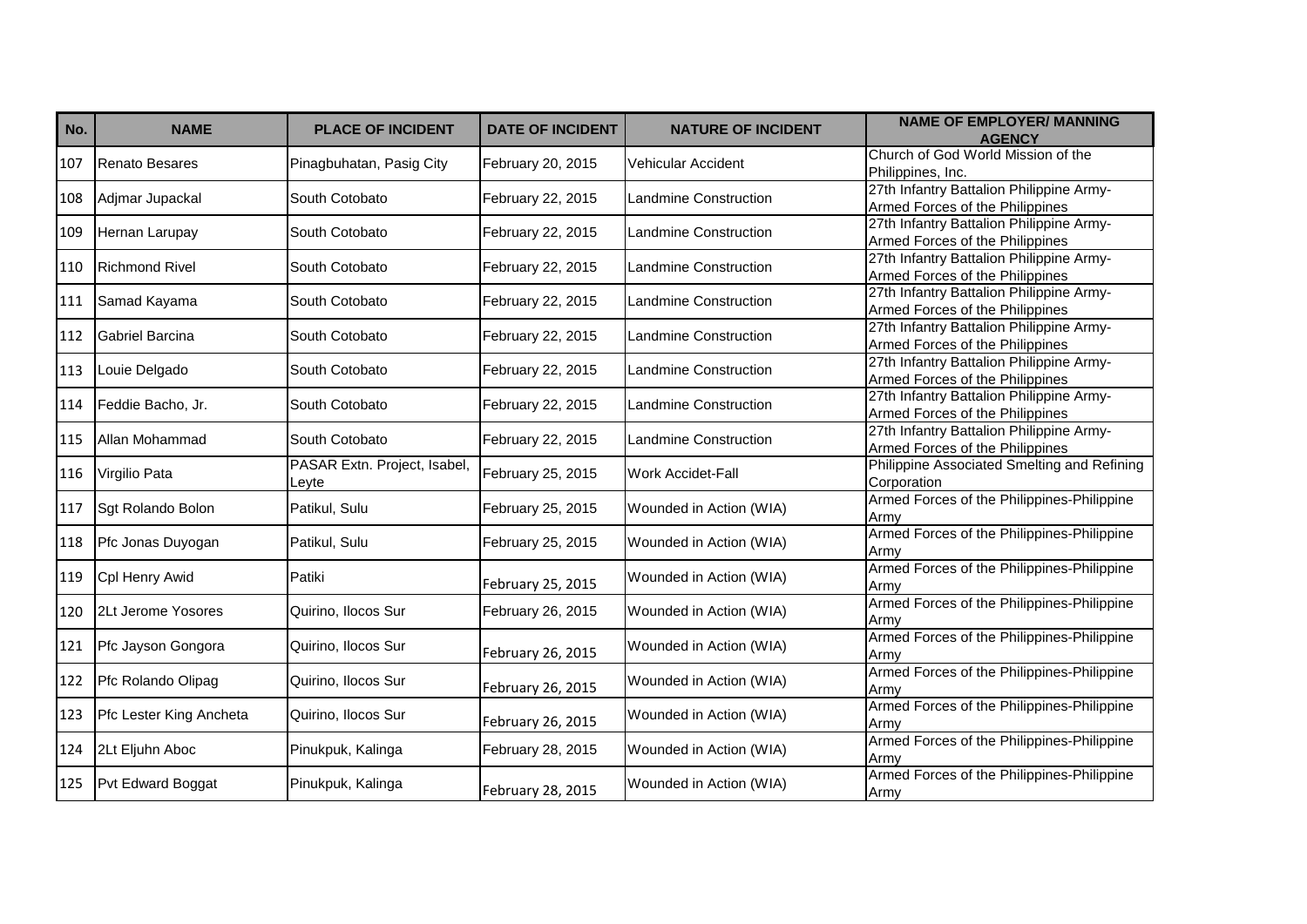| No. | NAME | PLACE OF INCIDENT | DATE OF INCIDENT | NATURE OF INCIDENT | NAME OF EMPLOYER/ MANNING AGENCY |
|---|---|---|---|---|---|
| 107 | Renato Besares | Pinagbuhatan, Pasig City | February 20, 2015 | Vehicular Accident | Church of God World Mission of the Philippines, Inc. |
| 108 | Adjmar Jupackal | South Cotobato | February 22, 2015 | Landmine Construction | 27th Infantry Battalion Philippine Army-Armed Forces of the Philippines |
| 109 | Hernan Larupay | South Cotobato | February 22, 2015 | Landmine Construction | 27th Infantry Battalion Philippine Army-Armed Forces of the Philippines |
| 110 | Richmond Rivel | South Cotobato | February 22, 2015 | Landmine Construction | 27th Infantry Battalion Philippine Army-Armed Forces of the Philippines |
| 111 | Samad Kayama | South Cotobato | February 22, 2015 | Landmine Construction | 27th Infantry Battalion Philippine Army-Armed Forces of the Philippines |
| 112 | Gabriel Barcina | South Cotobato | February 22, 2015 | Landmine Construction | 27th Infantry Battalion Philippine Army-Armed Forces of the Philippines |
| 113 | Louie Delgado | South Cotobato | February 22, 2015 | Landmine Construction | 27th Infantry Battalion Philippine Army-Armed Forces of the Philippines |
| 114 | Feddie Bacho, Jr. | South Cotobato | February 22, 2015 | Landmine Construction | 27th Infantry Battalion Philippine Army-Armed Forces of the Philippines |
| 115 | Allan Mohammad | South Cotobato | February 22, 2015 | Landmine Construction | 27th Infantry Battalion Philippine Army-Armed Forces of the Philippines |
| 116 | Virgilio Pata | PASAR Extn. Project, Isabel, Leyte | February 25, 2015 | Work Accidet-Fall | Philippine Associated Smelting and Refining Corporation |
| 117 | Sgt Rolando Bolon | Patikul, Sulu | February 25, 2015 | Wounded in Action (WIA) | Armed Forces of the Philippines-Philippine Army |
| 118 | Pfc Jonas Duyogan | Patikul, Sulu | February 25, 2015 | Wounded in Action (WIA) | Armed Forces of the Philippines-Philippine Army |
| 119 | Cpl Henry Awid | Patiki | February 25, 2015 | Wounded in Action (WIA) | Armed Forces of the Philippines-Philippine Army |
| 120 | 2Lt Jerome Yosores | Quirino, Ilocos Sur | February 26, 2015 | Wounded in Action (WIA) | Armed Forces of the Philippines-Philippine Army |
| 121 | Pfc Jayson Gongora | Quirino, Ilocos Sur | February 26, 2015 | Wounded in Action (WIA) | Armed Forces of the Philippines-Philippine Army |
| 122 | Pfc Rolando Olipag | Quirino, Ilocos Sur | February 26, 2015 | Wounded in Action (WIA) | Armed Forces of the Philippines-Philippine Army |
| 123 | Pfc Lester King Ancheta | Quirino, Ilocos Sur | February 26, 2015 | Wounded in Action (WIA) | Armed Forces of the Philippines-Philippine Army |
| 124 | 2Lt Eljuhn Aboc | Pinukpuk, Kalinga | February 28, 2015 | Wounded in Action (WIA) | Armed Forces of the Philippines-Philippine Army |
| 125 | Pvt Edward Boggat | Pinukpuk, Kalinga | February 28, 2015 | Wounded in Action (WIA) | Armed Forces of the Philippines-Philippine Army |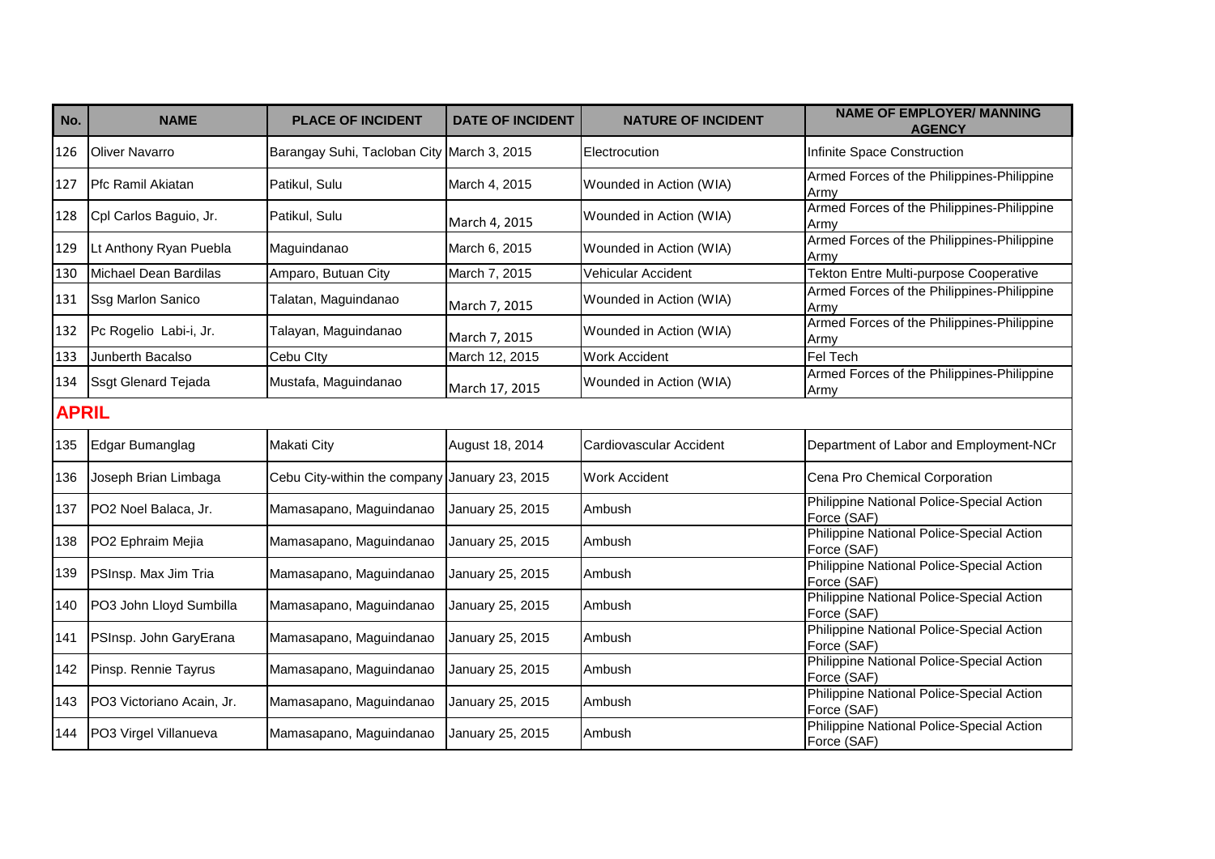| No. | NAME | PLACE OF INCIDENT | DATE OF INCIDENT | NATURE OF INCIDENT | NAME OF EMPLOYER/ MANNING AGENCY |
|---|---|---|---|---|---|
| 126 | Oliver Navarro | Barangay Suhi, Tacloban City | March 3, 2015 | Electrocution | Infinite Space Construction |
| 127 | Pfc Ramil Akiatan | Patikul, Sulu | March 4, 2015 | Wounded in Action (WIA) | Armed Forces of the Philippines-Philippine Army |
| 128 | Cpl Carlos Baguio, Jr. | Patikul, Sulu | March 4, 2015 | Wounded in Action (WIA) | Armed Forces of the Philippines-Philippine Army |
| 129 | Lt Anthony Ryan Puebla | Maguindanao | March 6, 2015 | Wounded in Action (WIA) | Armed Forces of the Philippines-Philippine Army |
| 130 | Michael Dean Bardilas | Amparo, Butuan City | March 7, 2015 | Vehicular Accident | Tekton Entre Multi-purpose Cooperative |
| 131 | Ssg Marlon Sanico | Talatan, Maguindanao | March 7, 2015 | Wounded in Action (WIA) | Armed Forces of the Philippines-Philippine Army |
| 132 | Pc Rogelio Labi-i, Jr. | Talayan, Maguindanao | March 7, 2015 | Wounded in Action (WIA) | Armed Forces of the Philippines-Philippine Army |
| 133 | Junberth Bacalso | Cebu CIty | March 12, 2015 | Work Accident | Fel Tech |
| 134 | Ssgt Glenard Tejada | Mustafa, Maguindanao | March 17, 2015 | Wounded in Action (WIA) | Armed Forces of the Philippines-Philippine Army |
| **APRIL** | | | | | |
| 135 | Edgar Bumanglag | Makati City | August 18, 2014 | Cardiovascular Accident | Department of Labor and Employment-NCr |
| 136 | Joseph Brian Limbaga | Cebu City-within the company | January 23, 2015 | Work Accident | Cena Pro Chemical Corporation |
| 137 | PO2 Noel Balaca, Jr. | Mamasapano, Maguindanao | January 25, 2015 | Ambush | Philippine National Police-Special Action Force (SAF) |
| 138 | PO2 Ephraim Mejia | Mamasapano, Maguindanao | January 25, 2015 | Ambush | Philippine National Police-Special Action Force (SAF) |
| 139 | PSInsp. Max Jim Tria | Mamasapano, Maguindanao | January 25, 2015 | Ambush | Philippine National Police-Special Action Force (SAF) |
| 140 | PO3 John Lloyd Sumbilla | Mamasapano, Maguindanao | January 25, 2015 | Ambush | Philippine National Police-Special Action Force (SAF) |
| 141 | PSInsp. John GaryErana | Mamasapano, Maguindanao | January 25, 2015 | Ambush | Philippine National Police-Special Action Force (SAF) |
| 142 | Pinsp. Rennie Tayrus | Mamasapano, Maguindanao | January 25, 2015 | Ambush | Philippine National Police-Special Action Force (SAF) |
| 143 | PO3 Victoriano Acain, Jr. | Mamasapano, Maguindanao | January 25, 2015 | Ambush | Philippine National Police-Special Action Force (SAF) |
| 144 | PO3 Virgel Villanueva | Mamasapano, Maguindanao | January 25, 2015 | Ambush | Philippine National Police-Special Action Force (SAF) |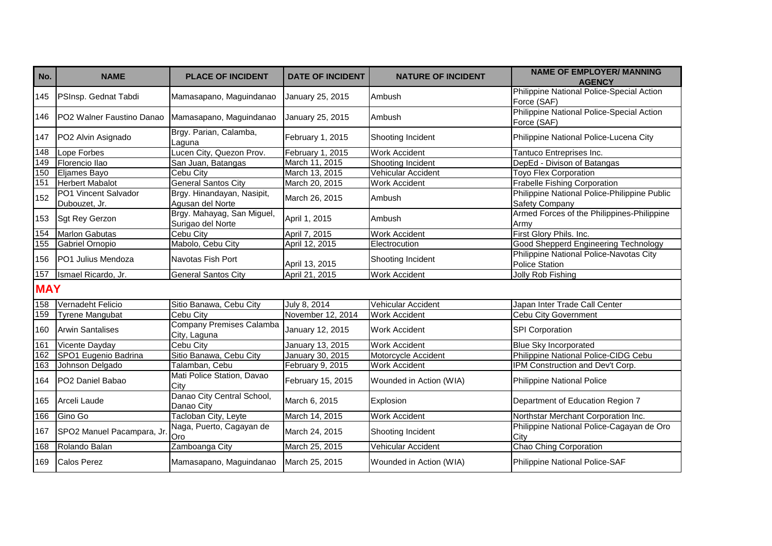| No. | NAME | PLACE OF INCIDENT | DATE OF INCIDENT | NATURE OF INCIDENT | NAME OF EMPLOYER/ MANNING AGENCY |
|---|---|---|---|---|---|
| 145 | PSInsp. Gednat Tabdi | Mamasapano, Maguindanao | January 25, 2015 | Ambush | Philippine National Police-Special Action Force (SAF) |
| 146 | PO2 Walner Faustino Danao | Mamasapano, Maguindanao | January 25, 2015 | Ambush | Philippine National Police-Special Action Force (SAF) |
| 147 | PO2 Alvin Asignado | Brgy. Parian, Calamba, Laguna | February 1, 2015 | Shooting Incident | Philippine National Police-Lucena City |
| 148 | Lope Forbes | Lucen City, Quezon Prov. | February 1, 2015 | Work Accident | Tantuco Entreprises Inc. |
| 149 | Florencio Ilao | San Juan, Batangas | March 11, 2015 | Shooting Incident | DepEd - Divison of Batangas |
| 150 | Eljames Bayo | Cebu City | March 13, 2015 | Vehicular Accident | Toyo Flex Corporation |
| 151 | Herbert Mabalot | General Santos City | March 20, 2015 | Work Accident | Frabelle Fishing Corporation |
| 152 | PO1 Vincent Salvador Dubouzet, Jr. | Brgy. Hinandayan, Nasipit, Agusan del Norte | March 26, 2015 | Ambush | Philippine National Police-Philippine Public Safety Company |
| 153 | Sgt Rey Gerzon | Brgy. Mahayag, San Miguel, Surigao del Norte | April 1, 2015 | Ambush | Armed Forces of the Philippines-Philippine Army |
| 154 | Marlon Gabutas | Cebu City | April 7, 2015 | Work Accident | First Glory Phils. Inc. |
| 155 | Gabriel Ornopio | Mabolo, Cebu City | April 12, 2015 | Electrocution | Good Shepperd Engineering Technology |
| 156 | PO1 Julius Mendoza | Navotas Fish Port | April 13, 2015 | Shooting Incident | Philippine National Police-Navotas City Police Station |
| 157 | Ismael Ricardo, Jr. | General Santos City | April 21, 2015 | Work Accident | Jolly Rob Fishing |
| **MAY** | | | | | |
| 158 | Vernadeht Felicio | Sitio Banawa, Cebu City | July 8, 2014 | Vehicular Accident | Japan Inter Trade Call Center |
| 159 | Tyrene Mangubat | Cebu City | November 12, 2014 | Work Accident | Cebu City Government |
| 160 | Arwin Santalises | Company Premises Calamba City, Laguna | January 12, 2015 | Work Accident | SPI Corporation |
| 161 | Vicente Dayday | Cebu City | January 13, 2015 | Work Accident | Blue Sky Incorporated |
| 162 | SPO1 Eugenio Badrina | Sitio Banawa, Cebu City | January 30, 2015 | Motorcycle Accident | Philippine National Police-CIDG Cebu |
| 163 | Johnson Delgado | Talamban, Cebu | February 9, 2015 | Work Accident | IPM Construction and Dev't Corp. |
| 164 | PO2 Daniel Babao | Mati Police Station, Davao City | February 15, 2015 | Wounded in Action (WIA) | Philippine National Police |
| 165 | Arceli Laude | Danao City Central School, Danao City | March 6, 2015 | Explosion | Department of Education Region 7 |
| 166 | Gino Go | Tacloban City, Leyte | March 14, 2015 | Work Accident | Northstar Merchant Corporation Inc. |
| 167 | SPO2 Manuel Pacampara, Jr. | Naga, Puerto, Cagayan de Oro | March 24, 2015 | Shooting Incident | Philippine National Police-Cagayan de Oro City |
| 168 | Rolando Balan | Zamboanga City | March 25, 2015 | Vehicular Accident | Chao Ching Corporation |
| 169 | Calos Perez | Mamasapano, Maguindanao | March 25, 2015 | Wounded in Action (WIA) | Philippine National Police-SAF |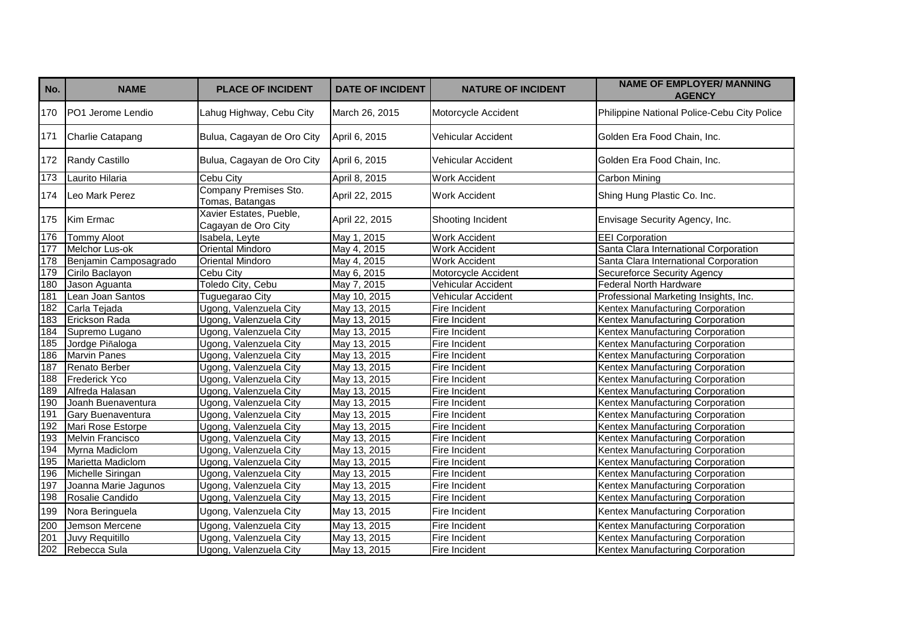| No. | NAME | PLACE OF INCIDENT | DATE OF INCIDENT | NATURE OF INCIDENT | NAME OF EMPLOYER/ MANNING AGENCY |
|---|---|---|---|---|---|
| 170 | PO1 Jerome Lendio | Lahug Highway, Cebu City | March 26, 2015 | Motorcycle Accident | Philippine National Police-Cebu City Police |
| 171 | Charlie Catapang | Bulua, Cagayan de Oro City | April 6, 2015 | Vehicular Accident | Golden Era Food Chain, Inc. |
| 172 | Randy Castillo | Bulua, Cagayan de Oro City | April 6, 2015 | Vehicular Accident | Golden Era Food Chain, Inc. |
| 173 | Laurito Hilaria | Cebu City | April 8, 2015 | Work Accident | Carbon Mining |
| 174 | Leo Mark Perez | Company Premises Sto. Tomas, Batangas | April 22, 2015 | Work Accident | Shing Hung Plastic Co. Inc. |
| 175 | Kim Ermac | Xavier Estates, Pueble, Cagayan de Oro City | April 22, 2015 | Shooting Incident | Envisage Security Agency, Inc. |
| 176 | Tommy Aloot | Isabela, Leyte | May 1, 2015 | Work Accident | EEI Corporation |
| 177 | Melchor Lus-ok | Oriental Mindoro | May 4, 2015 | Work Accident | Santa Clara International Corporation |
| 178 | Benjamin Camposagrado | Oriental Mindoro | May 4, 2015 | Work Accident | Santa Clara International Corporation |
| 179 | Cirilo Baclayon | Cebu City | May 6, 2015 | Motorcycle Accident | Secureforce Security Agency |
| 180 | Jason Aguanta | Toledo City, Cebu | May 7, 2015 | Vehicular Accident | Federal North Hardware |
| 181 | Lean Joan Santos | Tuguegarao City | May 10, 2015 | Vehicular Accident | Professional Marketing Insights, Inc. |
| 182 | Carla Tejada | Ugong, Valenzuela City | May 13, 2015 | Fire Incident | Kentex Manufacturing Corporation |
| 183 | Erickson Rada | Ugong, Valenzuela City | May 13, 2015 | Fire Incident | Kentex Manufacturing Corporation |
| 184 | Supremo Lugano | Ugong, Valenzuela City | May 13, 2015 | Fire Incident | Kentex Manufacturing Corporation |
| 185 | Jordge Piñaloga | Ugong, Valenzuela City | May 13, 2015 | Fire Incident | Kentex Manufacturing Corporation |
| 186 | Marvin Panes | Ugong, Valenzuela City | May 13, 2015 | Fire Incident | Kentex Manufacturing Corporation |
| 187 | Renato Berber | Ugong, Valenzuela City | May 13, 2015 | Fire Incident | Kentex Manufacturing Corporation |
| 188 | Frederick Yco | Ugong, Valenzuela City | May 13, 2015 | Fire Incident | Kentex Manufacturing Corporation |
| 189 | Alfreda Halasan | Ugong, Valenzuela City | May 13, 2015 | Fire Incident | Kentex Manufacturing Corporation |
| 190 | Joanh Buenaventura | Ugong, Valenzuela City | May 13, 2015 | Fire Incident | Kentex Manufacturing Corporation |
| 191 | Gary Buenaventura | Ugong, Valenzuela City | May 13, 2015 | Fire Incident | Kentex Manufacturing Corporation |
| 192 | Mari Rose Estorpe | Ugong, Valenzuela City | May 13, 2015 | Fire Incident | Kentex Manufacturing Corporation |
| 193 | Melvin Francisco | Ugong, Valenzuela City | May 13, 2015 | Fire Incident | Kentex Manufacturing Corporation |
| 194 | Myrna Madiclom | Ugong, Valenzuela City | May 13, 2015 | Fire Incident | Kentex Manufacturing Corporation |
| 195 | Marietta Madiclom | Ugong, Valenzuela City | May 13, 2015 | Fire Incident | Kentex Manufacturing Corporation |
| 196 | Michelle Siringan | Ugong, Valenzuela City | May 13, 2015 | Fire Incident | Kentex Manufacturing Corporation |
| 197 | Joanna Marie Jagunos | Ugong, Valenzuela City | May 13, 2015 | Fire Incident | Kentex Manufacturing Corporation |
| 198 | Rosalie Candido | Ugong, Valenzuela City | May 13, 2015 | Fire Incident | Kentex Manufacturing Corporation |
| 199 | Nora Beringuela | Ugong, Valenzuela City | May 13, 2015 | Fire Incident | Kentex Manufacturing Corporation |
| 200 | Jemson Mercene | Ugong, Valenzuela City | May 13, 2015 | Fire Incident | Kentex Manufacturing Corporation |
| 201 | Juvy Requitillo | Ugong, Valenzuela City | May 13, 2015 | Fire Incident | Kentex Manufacturing Corporation |
| 202 | Rebecca Sula | Ugong, Valenzuela City | May 13, 2015 | Fire Incident | Kentex Manufacturing Corporation |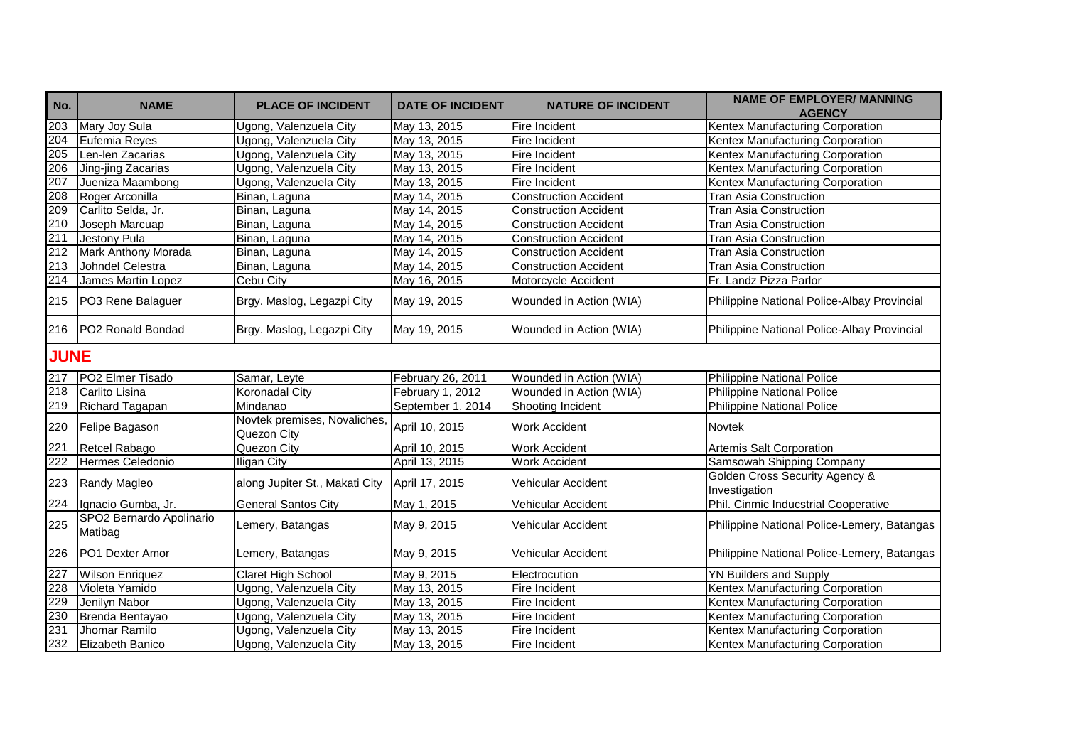| No. | NAME | PLACE OF INCIDENT | DATE OF INCIDENT | NATURE OF INCIDENT | NAME OF EMPLOYER/ MANNING AGENCY |
|---|---|---|---|---|---|
| 203 | Mary Joy Sula | Ugong, Valenzuela City | May 13, 2015 | Fire Incident | Kentex Manufacturing Corporation |
| 204 | Eufemia Reyes | Ugong, Valenzuela City | May 13, 2015 | Fire Incident | Kentex Manufacturing Corporation |
| 205 | Len-len Zacarias | Ugong, Valenzuela City | May 13, 2015 | Fire Incident | Kentex Manufacturing Corporation |
| 206 | Jing-jing Zacarias | Ugong, Valenzuela City | May 13, 2015 | Fire Incident | Kentex Manufacturing Corporation |
| 207 | Jueniza Maambong | Ugong, Valenzuela City | May 13, 2015 | Fire Incident | Kentex Manufacturing Corporation |
| 208 | Roger Arconilla | Binan, Laguna | May 14, 2015 | Construction Accident | Tran Asia Construction |
| 209 | Carlito Selda, Jr. | Binan, Laguna | May 14, 2015 | Construction Accident | Tran Asia Construction |
| 210 | Joseph Marcuap | Binan, Laguna | May 14, 2015 | Construction Accident | Tran Asia Construction |
| 211 | Jestony Pula | Binan, Laguna | May 14, 2015 | Construction Accident | Tran Asia Construction |
| 212 | Mark Anthony Morada | Binan, Laguna | May 14, 2015 | Construction Accident | Tran Asia Construction |
| 213 | Johndel Celestra | Binan, Laguna | May 14, 2015 | Construction Accident | Tran Asia Construction |
| 214 | James Martin Lopez | Cebu City | May 16, 2015 | Motorcycle Accident | Fr. Landz Pizza Parlor |
| 215 | PO3 Rene Balaguer | Brgy. Maslog, Legazpi City | May 19, 2015 | Wounded in Action (WIA) | Philippine National Police-Albay Provincial |
| 216 | PO2 Ronald Bondad | Brgy. Maslog, Legazpi City | May 19, 2015 | Wounded in Action (WIA) | Philippine National Police-Albay Provincial |
| **JUNE** | | | | | |
| 217 | PO2 Elmer Tisado | Samar, Leyte | February 26, 2011 | Wounded in Action (WIA) | Philippine National Police |
| 218 | Carlito Lisina | Koronadal City | February 1, 2012 | Wounded in Action (WIA) | Philippine National Police |
| 219 | Richard Tagapan | Mindanao | September 1, 2014 | Shooting Incident | Philippine National Police |
| 220 | Felipe Bagason | Novtek premises, Novaliches, Quezon City | April 10, 2015 | Work Accident | Novtek |
| 221 | Retcel Rabago | Quezon City | April 10, 2015 | Work Accident | Artemis Salt Corporation |
| 222 | Hermes Celedonio | Iligan City | April 13, 2015 | Work Accident | Samsowah Shipping Company |
| 223 | Randy Magleo | along Jupiter St., Makati City | April 17, 2015 | Vehicular Accident | Golden Cross Security Agency & Investigation |
| 224 | Ignacio Gumba, Jr. | General Santos City | May 1, 2015 | Vehicular Accident | Phil. Cinmic Inducstrial Cooperative |
| 225 | SPO2 Bernardo Apolinario Matibag | Lemery, Batangas | May 9, 2015 | Vehicular Accident | Philippine National Police-Lemery, Batangas |
| 226 | PO1 Dexter Amor | Lemery, Batangas | May 9, 2015 | Vehicular Accident | Philippine National Police-Lemery, Batangas |
| 227 | Wilson Enriquez | Claret High School | May 9, 2015 | Electrocution | YN Builders and Supply |
| 228 | Violeta Yamido | Ugong, Valenzuela City | May 13, 2015 | Fire Incident | Kentex Manufacturing Corporation |
| 229 | Jenilyn Nabor | Ugong, Valenzuela City | May 13, 2015 | Fire Incident | Kentex Manufacturing Corporation |
| 230 | Brenda Bentayao | Ugong, Valenzuela City | May 13, 2015 | Fire Incident | Kentex Manufacturing Corporation |
| 231 | Jhomar Ramilo | Ugong, Valenzuela City | May 13, 2015 | Fire Incident | Kentex Manufacturing Corporation |
| 232 | Elizabeth Banico | Ugong, Valenzuela City | May 13, 2015 | Fire Incident | Kentex Manufacturing Corporation |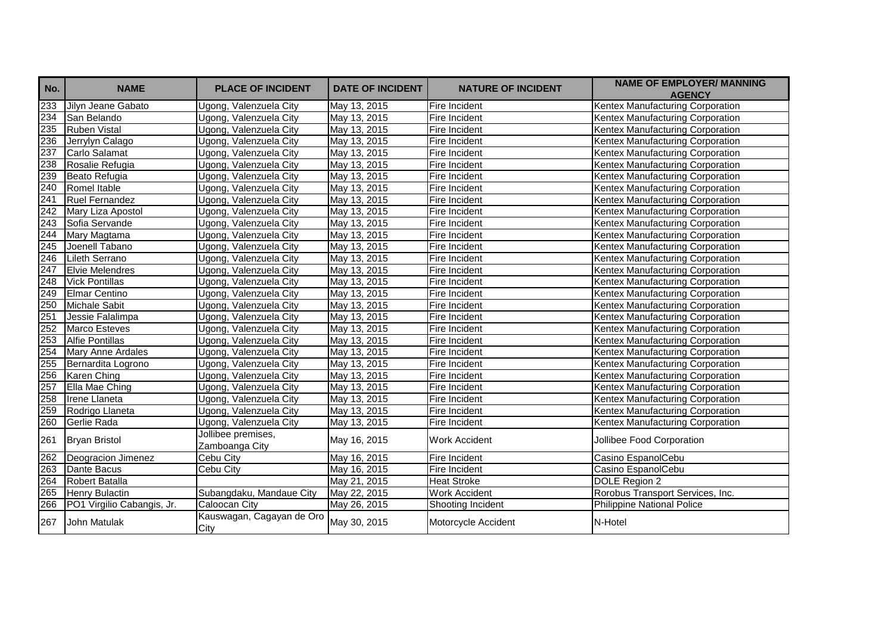| No. | NAME | PLACE OF INCIDENT | DATE OF INCIDENT | NATURE OF INCIDENT | NAME OF EMPLOYER/ MANNING AGENCY |
|---|---|---|---|---|---|
| 233 | Jilyn Jeane Gabato | Ugong, Valenzuela City | May 13, 2015 | Fire Incident | Kentex Manufacturing Corporation |
| 234 | San Belando | Ugong, Valenzuela City | May 13, 2015 | Fire Incident | Kentex Manufacturing Corporation |
| 235 | Ruben Vistal | Ugong, Valenzuela City | May 13, 2015 | Fire Incident | Kentex Manufacturing Corporation |
| 236 | Jerrylyn Calago | Ugong, Valenzuela City | May 13, 2015 | Fire Incident | Kentex Manufacturing Corporation |
| 237 | Carlo Salamat | Ugong, Valenzuela City | May 13, 2015 | Fire Incident | Kentex Manufacturing Corporation |
| 238 | Rosalie Refugia | Ugong, Valenzuela City | May 13, 2015 | Fire Incident | Kentex Manufacturing Corporation |
| 239 | Beato Refugia | Ugong, Valenzuela City | May 13, 2015 | Fire Incident | Kentex Manufacturing Corporation |
| 240 | Romel Itable | Ugong, Valenzuela City | May 13, 2015 | Fire Incident | Kentex Manufacturing Corporation |
| 241 | Ruel Fernandez | Ugong, Valenzuela City | May 13, 2015 | Fire Incident | Kentex Manufacturing Corporation |
| 242 | Mary Liza Apostol | Ugong, Valenzuela City | May 13, 2015 | Fire Incident | Kentex Manufacturing Corporation |
| 243 | Sofia Servande | Ugong, Valenzuela City | May 13, 2015 | Fire Incident | Kentex Manufacturing Corporation |
| 244 | Mary Magtama | Ugong, Valenzuela City | May 13, 2015 | Fire Incident | Kentex Manufacturing Corporation |
| 245 | Joenell Tabano | Ugong, Valenzuela City | May 13, 2015 | Fire Incident | Kentex Manufacturing Corporation |
| 246 | Lileth Serrano | Ugong, Valenzuela City | May 13, 2015 | Fire Incident | Kentex Manufacturing Corporation |
| 247 | Elvie Melendres | Ugong, Valenzuela City | May 13, 2015 | Fire Incident | Kentex Manufacturing Corporation |
| 248 | Vick Pontillas | Ugong, Valenzuela City | May 13, 2015 | Fire Incident | Kentex Manufacturing Corporation |
| 249 | Elmar Centino | Ugong, Valenzuela City | May 13, 2015 | Fire Incident | Kentex Manufacturing Corporation |
| 250 | Michale Sabit | Ugong, Valenzuela City | May 13, 2015 | Fire Incident | Kentex Manufacturing Corporation |
| 251 | Jessie Falalimpa | Ugong, Valenzuela City | May 13, 2015 | Fire Incident | Kentex Manufacturing Corporation |
| 252 | Marco Esteves | Ugong, Valenzuela City | May 13, 2015 | Fire Incident | Kentex Manufacturing Corporation |
| 253 | Alfie Pontillas | Ugong, Valenzuela City | May 13, 2015 | Fire Incident | Kentex Manufacturing Corporation |
| 254 | Mary Anne Ardales | Ugong, Valenzuela City | May 13, 2015 | Fire Incident | Kentex Manufacturing Corporation |
| 255 | Bernardita Logrono | Ugong, Valenzuela City | May 13, 2015 | Fire Incident | Kentex Manufacturing Corporation |
| 256 | Karen Ching | Ugong, Valenzuela City | May 13, 2015 | Fire Incident | Kentex Manufacturing Corporation |
| 257 | Ella Mae Ching | Ugong, Valenzuela City | May 13, 2015 | Fire Incident | Kentex Manufacturing Corporation |
| 258 | Irene Llaneta | Ugong, Valenzuela City | May 13, 2015 | Fire Incident | Kentex Manufacturing Corporation |
| 259 | Rodrigo Llaneta | Ugong, Valenzuela City | May 13, 2015 | Fire Incident | Kentex Manufacturing Corporation |
| 260 | Gerlie Rada | Ugong, Valenzuela City | May 13, 2015 | Fire Incident | Kentex Manufacturing Corporation |
| 261 | Bryan Bristol | Jollibee premises, Zamboanga City | May 16, 2015 | Work Accident | Jollibee Food Corporation |
| 262 | Deogracion Jimenez | Cebu City | May 16, 2015 | Fire Incident | Casino EspanolCebu |
| 263 | Dante Bacus | Cebu City | May 16, 2015 | Fire Incident | Casino EspanolCebu |
| 264 | Robert Batalla | | May 21, 2015 | Heat Stroke | DOLE Region 2 |
| 265 | Henry Bulactin | Subangdaku, Mandaue City | May 22, 2015 | Work Accident | Rorobus Transport Services, Inc. |
| 266 | PO1 Virgilio Cabangis, Jr. | Caloocan City | May 26, 2015 | Shooting Incident | Philippine National Police |
| 267 | John Matulak | Kauswagan, Cagayan de Oro City | May 30, 2015 | Motorcycle Accident | N-Hotel |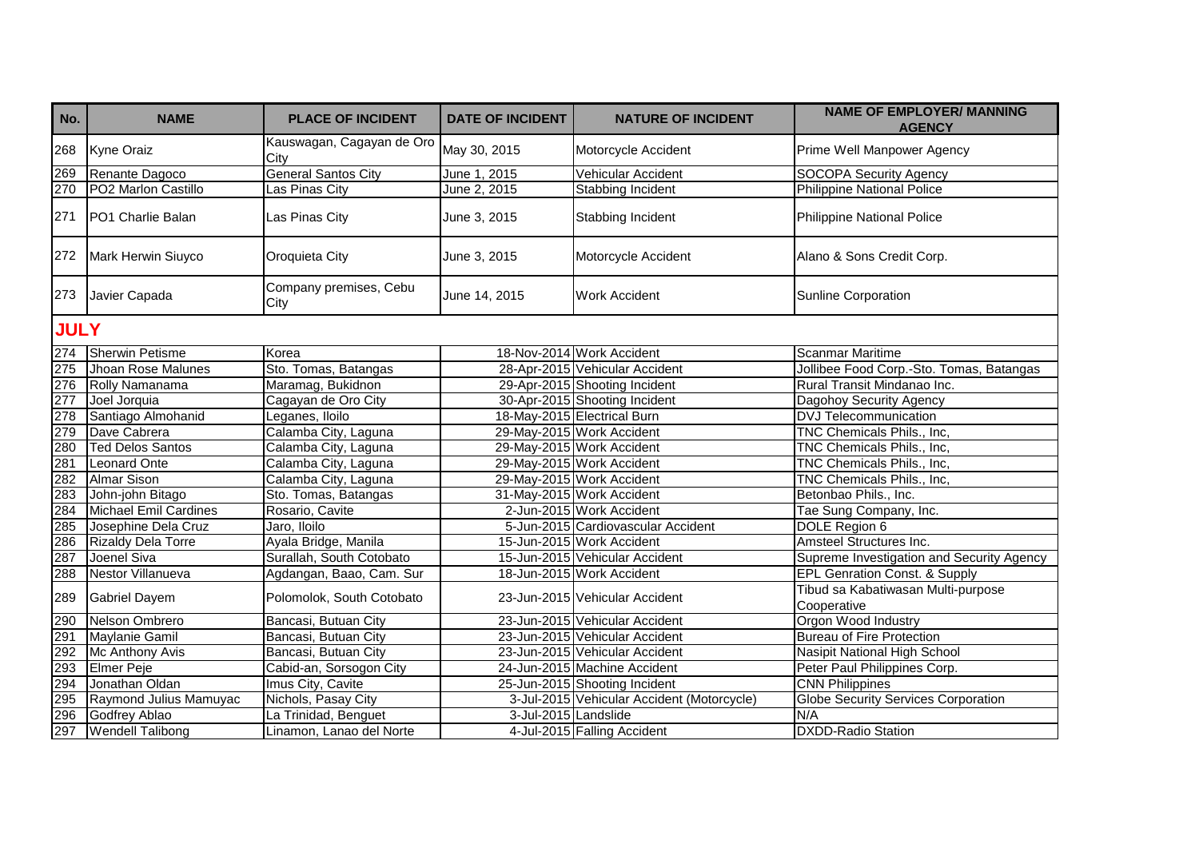| No. | NAME | PLACE OF INCIDENT | DATE OF INCIDENT | NATURE OF INCIDENT | NAME OF EMPLOYER/ MANNING AGENCY |
|---|---|---|---|---|---|
| 268 | Kyne Oraiz | Kauswagan, Cagayan de Oro City | May 30, 2015 | Motorcycle Accident | Prime Well Manpower Agency |
| 269 | Renante Dagoco | General Santos City | June 1, 2015 | Vehicular Accident | SOCOPA Security Agency |
| 270 | PO2 Marlon Castillo | Las Pinas City | June 2, 2015 | Stabbing Incident | Philippine National Police |
| 271 | PO1 Charlie Balan | Las Pinas City | June 3, 2015 | Stabbing Incident | Philippine National Police |
| 272 | Mark Herwin Siuyco | Oroquieta City | June 3, 2015 | Motorcycle Accident | Alano & Sons Credit Corp. |
| 273 | Javier Capada | Company premises, Cebu City | June 14, 2015 | Work Accident | Sunline Corporation |
| **JULY** | | | | | |
| 274 | Sherwin Petisme | Korea | 18-Nov-2014 | Work Accident | Scanmar Maritime |
| 275 | Jhoan Rose Malunes | Sto. Tomas, Batangas | 28-Apr-2015 | Vehicular Accident | Jollibee Food Corp.-Sto. Tomas, Batangas |
| 276 | Rolly Namanama | Maramag, Bukidnon | 29-Apr-2015 | Shooting Incident | Rural Transit Mindanao Inc. |
| 277 | Joel Jorquia | Cagayan de Oro City | 30-Apr-2015 | Shooting Incident | Dagohoy Security Agency |
| 278 | Santiago Almohanid | Leganes, Iloilo | 18-May-2015 | Electrical Burn | DVJ Telecommunication |
| 279 | Dave Cabrera | Calamba City, Laguna | 29-May-2015 | Work Accident | TNC Chemicals Phils., Inc, |
| 280 | Ted Delos Santos | Calamba City, Laguna | 29-May-2015 | Work Accident | TNC Chemicals Phils., Inc, |
| 281 | Leonard Onte | Calamba City, Laguna | 29-May-2015 | Work Accident | TNC Chemicals Phils., Inc, |
| 282 | Almar Sison | Calamba City, Laguna | 29-May-2015 | Work Accident | TNC Chemicals Phils., Inc, |
| 283 | John-john Bitago | Sto. Tomas, Batangas | 31-May-2015 | Work Accident | Betonbao Phils., Inc. |
| 284 | Michael Emil Cardines | Rosario, Cavite | 2-Jun-2015 | Work Accident | Tae Sung Company, Inc. |
| 285 | Josephine Dela Cruz | Jaro, Iloilo | 5-Jun-2015 | Cardiovascular Accident | DOLE Region 6 |
| 286 | Rizaldy Dela Torre | Ayala Bridge, Manila | 15-Jun-2015 | Work Accident | Amsteel Structures Inc. |
| 287 | Joenel Siva | Surallah, South Cotobato | 15-Jun-2015 | Vehicular Accident | Supreme Investigation and Security Agency |
| 288 | Nestor Villanueva | Agdangan, Baao, Cam. Sur | 18-Jun-2015 | Work Accident | EPL Genration Const. & Supply |
| 289 | Gabriel Dayem | Polomolok, South Cotobato | 23-Jun-2015 | Vehicular Accident | Tibud sa Kabatiwasan Multi-purpose Cooperative |
| 290 | Nelson Ombrero | Bancasi, Butuan City | 23-Jun-2015 | Vehicular Accident | Orgon Wood Industry |
| 291 | Maylanie Gamil | Bancasi, Butuan City | 23-Jun-2015 | Vehicular Accident | Bureau of Fire Protection |
| 292 | Mc Anthony Avis | Bancasi, Butuan City | 23-Jun-2015 | Vehicular Accident | Nasipit National High School |
| 293 | Elmer Peje | Cabid-an, Sorsogon City | 24-Jun-2015 | Machine Accident | Peter Paul Philippines Corp. |
| 294 | Jonathan Oldan | Imus City, Cavite | 25-Jun-2015 | Shooting Incident | CNN Philippines |
| 295 | Raymond Julius Mamuyac | Nichols, Pasay City | 3-Jul-2015 | Vehicular Accident (Motorcycle) | Globe Security Services Corporation |
| 296 | Godfrey Ablao | La Trinidad, Benguet | 3-Jul-2015 | Landslide | N/A |
| 297 | Wendell Talibong | Linamon, Lanao del Norte | 4-Jul-2015 | Falling Accident | DXDD-Radio Station |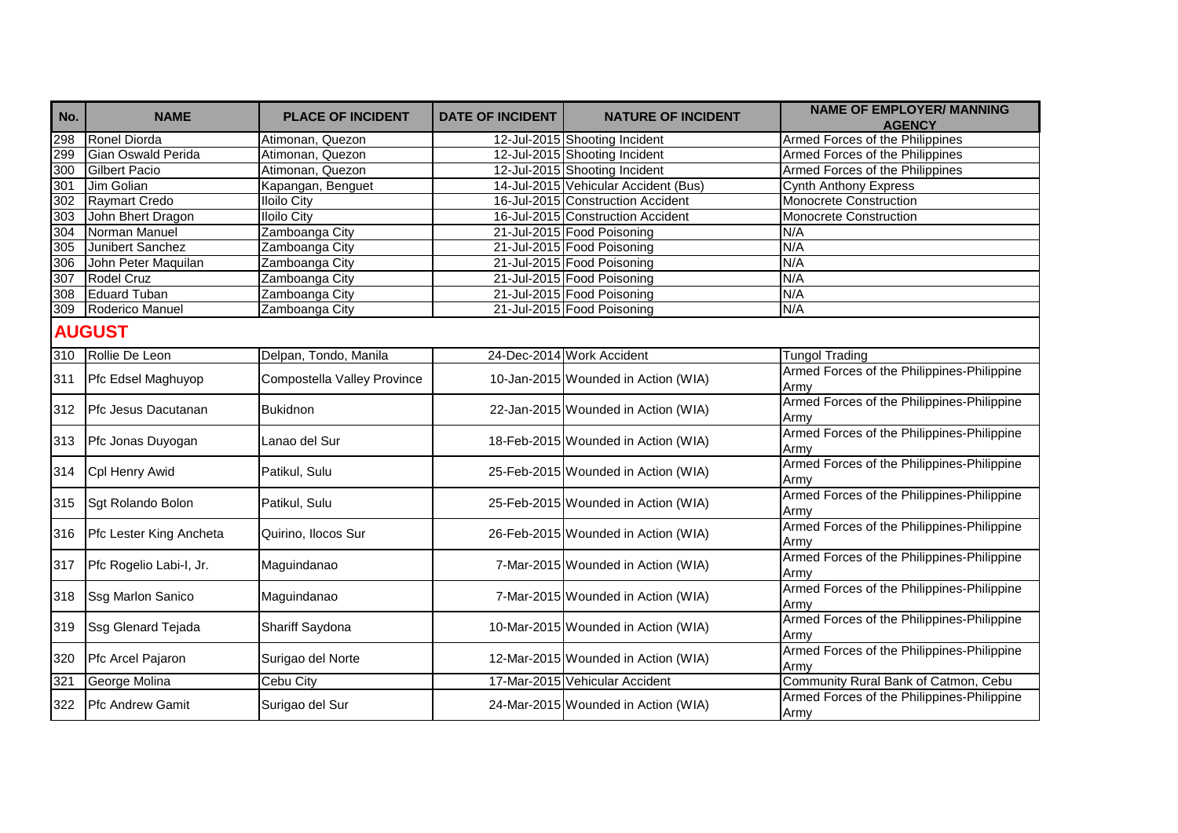| No. | NAME | PLACE OF INCIDENT | DATE OF INCIDENT | NATURE OF INCIDENT | NAME OF EMPLOYER/ MANNING AGENCY |
|---|---|---|---|---|---|
| 298 | Ronel Diorda | Atimonan, Quezon | 12-Jul-2015 | Shooting Incident | Armed Forces of the Philippines |
| 299 | Gian Oswald Perida | Atimonan, Quezon | 12-Jul-2015 | Shooting Incident | Armed Forces of the Philippines |
| 300 | Gilbert Pacio | Atimonan, Quezon | 12-Jul-2015 | Shooting Incident | Armed Forces of the Philippines |
| 301 | Jim Golian | Kapangan, Benguet | 14-Jul-2015 | Vehicular Accident (Bus) | Cynth Anthony Express |
| 302 | Raymart Credo | Iloilo City | 16-Jul-2015 | Construction Accident | Monocrete Construction |
| 303 | John Bhert Dragon | Iloilo City | 16-Jul-2015 | Construction Accident | Monocrete Construction |
| 304 | Norman Manuel | Zamboanga City | 21-Jul-2015 | Food Poisoning | N/A |
| 305 | Junibert Sanchez | Zamboanga City | 21-Jul-2015 | Food Poisoning | N/A |
| 306 | John Peter Maquilan | Zamboanga City | 21-Jul-2015 | Food Poisoning | N/A |
| 307 | Rodel Cruz | Zamboanga City | 21-Jul-2015 | Food Poisoning | N/A |
| 308 | Eduard Tuban | Zamboanga City | 21-Jul-2015 | Food Poisoning | N/A |
| 309 | Roderico Manuel | Zamboanga City | 21-Jul-2015 | Food Poisoning | N/A |
| **AUGUST** | | | | | |
| 310 | Rollie De Leon | Delpan, Tondo, Manila | 24-Dec-2014 | Work Accident | Tungol Trading |
| 311 | Pfc Edsel Maghuyop | Compostella Valley Province | 10-Jan-2015 | Wounded in Action (WIA) | Armed Forces of the Philippines-Philippine Army |
| 312 | Pfc Jesus Dacutanan | Bukidnon | 22-Jan-2015 | Wounded in Action (WIA) | Armed Forces of the Philippines-Philippine Army |
| 313 | Pfc Jonas Duyogan | Lanao del Sur | 18-Feb-2015 | Wounded in Action (WIA) | Armed Forces of the Philippines-Philippine Army |
| 314 | Cpl Henry Awid | Patikul, Sulu | 25-Feb-2015 | Wounded in Action (WIA) | Armed Forces of the Philippines-Philippine Army |
| 315 | Sgt Rolando Bolon | Patikul, Sulu | 25-Feb-2015 | Wounded in Action (WIA) | Armed Forces of the Philippines-Philippine Army |
| 316 | Pfc Lester King Ancheta | Quirino, Ilocos Sur | 26-Feb-2015 | Wounded in Action (WIA) | Armed Forces of the Philippines-Philippine Army |
| 317 | Pfc Rogelio Labi-I, Jr. | Maguindanao | 7-Mar-2015 | Wounded in Action (WIA) | Armed Forces of the Philippines-Philippine Army |
| 318 | Ssg Marlon Sanico | Maguindanao | 7-Mar-2015 | Wounded in Action (WIA) | Armed Forces of the Philippines-Philippine Army |
| 319 | Ssg Glenard Tejada | Shariff Saydona | 10-Mar-2015 | Wounded in Action (WIA) | Armed Forces of the Philippines-Philippine Army |
| 320 | Pfc Arcel Pajaron | Surigao del Norte | 12-Mar-2015 | Wounded in Action (WIA) | Armed Forces of the Philippines-Philippine Army |
| 321 | George Molina | Cebu City | 17-Mar-2015 | Vehicular Accident | Community Rural Bank of Catmon, Cebu |
| 322 | Pfc Andrew Gamit | Surigao del Sur | 24-Mar-2015 | Wounded in Action (WIA) | Armed Forces of the Philippines-Philippine Army |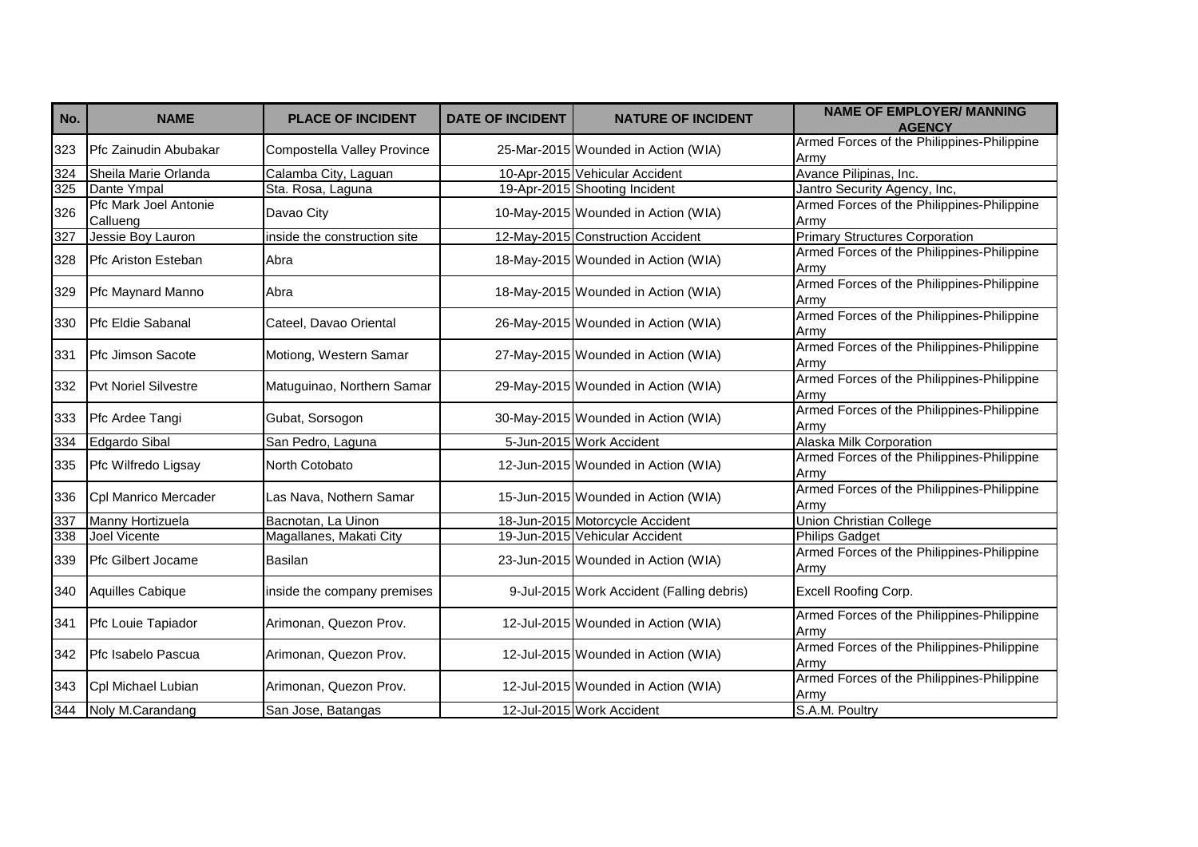| No. | NAME | PLACE OF INCIDENT | DATE OF INCIDENT | NATURE OF INCIDENT | NAME OF EMPLOYER/ MANNING AGENCY |
|---|---|---|---|---|---|
| 323 | Pfc Zainudin Abubakar | Compostella Valley Province | 25-Mar-2015 | Wounded in Action (WIA) | Armed Forces of the Philippines-Philippine Army |
| 324 | Sheila Marie Orlanda | Calamba City, Laguan | 10-Apr-2015 | Vehicular Accident | Avance Pilipinas, Inc. |
| 325 | Dante Ympal | Sta. Rosa, Laguna | 19-Apr-2015 | Shooting Incident | Jantro Security Agency, Inc, |
| 326 | Pfc Mark Joel Antonie Callueng | Davao City | 10-May-2015 | Wounded in Action (WIA) | Armed Forces of the Philippines-Philippine Army |
| 327 | Jessie Boy Lauron | inside the construction site | 12-May-2015 | Construction Accident | Primary Structures Corporation |
| 328 | Pfc Ariston Esteban | Abra | 18-May-2015 | Wounded in Action (WIA) | Armed Forces of the Philippines-Philippine Army |
| 329 | Pfc Maynard Manno | Abra | 18-May-2015 | Wounded in Action (WIA) | Armed Forces of the Philippines-Philippine Army |
| 330 | Pfc Eldie Sabanal | Cateel, Davao Oriental | 26-May-2015 | Wounded in Action (WIA) | Armed Forces of the Philippines-Philippine Army |
| 331 | Pfc Jimson Sacote | Motiong, Western Samar | 27-May-2015 | Wounded in Action (WIA) | Armed Forces of the Philippines-Philippine Army |
| 332 | Pvt Noriel Silvestre | Matuguinao, Northern Samar | 29-May-2015 | Wounded in Action (WIA) | Armed Forces of the Philippines-Philippine Army |
| 333 | Pfc Ardee Tangi | Gubat, Sorsogon | 30-May-2015 | Wounded in Action (WIA) | Armed Forces of the Philippines-Philippine Army |
| 334 | Edgardo Sibal | San Pedro, Laguna | 5-Jun-2015 | Work Accident | Alaska Milk Corporation |
| 335 | Pfc Wilfredo Ligsay | North Cotobato | 12-Jun-2015 | Wounded in Action (WIA) | Armed Forces of the Philippines-Philippine Army |
| 336 | Cpl Manrico Mercader | Las Nava, Nothern Samar | 15-Jun-2015 | Wounded in Action (WIA) | Armed Forces of the Philippines-Philippine Army |
| 337 | Manny Hortizuela | Bacnotan, La Uinon | 18-Jun-2015 | Motorcycle Accident | Union Christian College |
| 338 | Joel Vicente | Magallanes, Makati City | 19-Jun-2015 | Vehicular Accident | Philips Gadget |
| 339 | Pfc Gilbert Jocame | Basilan | 23-Jun-2015 | Wounded in Action (WIA) | Armed Forces of the Philippines-Philippine Army |
| 340 | Aquilles Cabique | inside the company premises | 9-Jul-2015 | Work Accident (Falling debris) | Excell Roofing Corp. |
| 341 | Pfc Louie Tapiador | Arimonan, Quezon Prov. | 12-Jul-2015 | Wounded in Action (WIA) | Armed Forces of the Philippines-Philippine Army |
| 342 | Pfc Isabelo Pascua | Arimonan, Quezon Prov. | 12-Jul-2015 | Wounded in Action (WIA) | Armed Forces of the Philippines-Philippine Army |
| 343 | Cpl Michael Lubian | Arimonan, Quezon Prov. | 12-Jul-2015 | Wounded in Action (WIA) | Armed Forces of the Philippines-Philippine Army |
| 344 | Noly M.Carandang | San Jose, Batangas | 12-Jul-2015 | Work Accident | S.A.M. Poultry |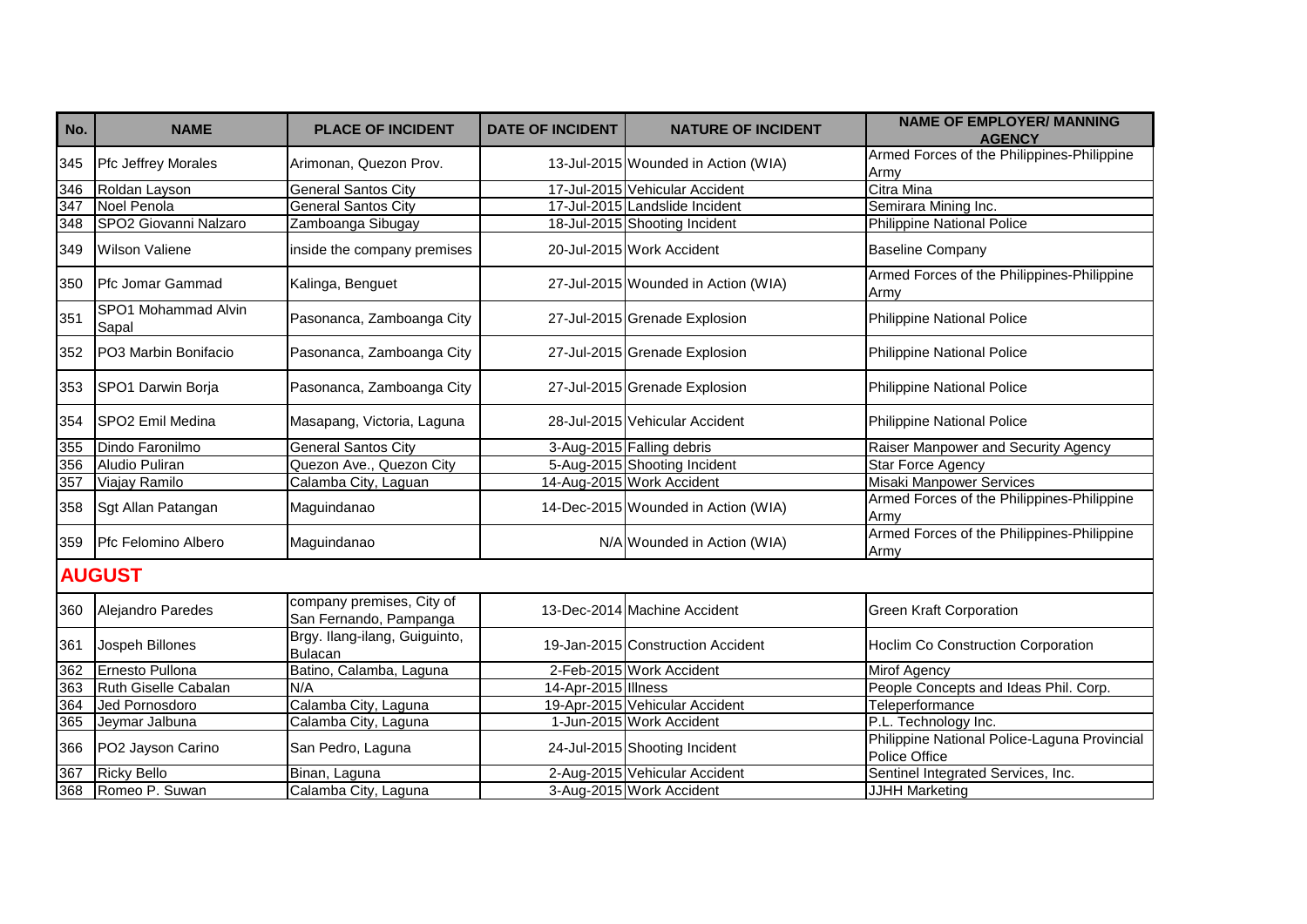| No. | NAME | PLACE OF INCIDENT | DATE OF INCIDENT | NATURE OF INCIDENT | NAME OF EMPLOYER/ MANNING AGENCY |
|---|---|---|---|---|---|
| 345 | Pfc Jeffrey Morales | Arimonan, Quezon Prov. | 13-Jul-2015 | Wounded in Action (WIA) | Armed Forces of the Philippines-Philippine Army |
| 346 | Roldan Layson | General Santos City | 17-Jul-2015 | Vehicular Accident | Citra Mina |
| 347 | Noel Penola | General Santos City | 17-Jul-2015 | Landslide Incident | Semirara Mining Inc. |
| 348 | SPO2 Giovanni Nalzaro | Zamboanga Sibugay | 18-Jul-2015 | Shooting Incident | Philippine National Police |
| 349 | Wilson Valiene | inside the company premises | 20-Jul-2015 | Work Accident | Baseline Company |
| 350 | Pfc Jomar Gammad | Kalinga, Benguet | 27-Jul-2015 | Wounded in Action (WIA) | Armed Forces of the Philippines-Philippine Army |
| 351 | SPO1 Mohammad Alvin Sapal | Pasonanca, Zamboanga City | 27-Jul-2015 | Grenade Explosion | Philippine National Police |
| 352 | PO3 Marbin Bonifacio | Pasonanca, Zamboanga City | 27-Jul-2015 | Grenade Explosion | Philippine National Police |
| 353 | SPO1 Darwin Borja | Pasonanca, Zamboanga City | 27-Jul-2015 | Grenade Explosion | Philippine National Police |
| 354 | SPO2 Emil Medina | Masapang, Victoria, Laguna | 28-Jul-2015 | Vehicular Accident | Philippine National Police |
| 355 | Dindo Faronilmo | General Santos City | 3-Aug-2015 | Falling debris | Raiser Manpower and Security Agency |
| 356 | Aludio Puliran | Quezon Ave., Quezon City | 5-Aug-2015 | Shooting Incident | Star Force Agency |
| 357 | Viajay Ramilo | Calamba City, Laguan | 14-Aug-2015 | Work Accident | Misaki Manpower Services |
| 358 | Sgt Allan Patangan | Maguindanao | 14-Dec-2015 | Wounded in Action (WIA) | Armed Forces of the Philippines-Philippine Army |
| 359 | Pfc Felomino Albero | Maguindanao | N/A | Wounded in Action (WIA) | Armed Forces of the Philippines-Philippine Army |
| **AUGUST** | | | | | |
| 360 | Alejandro Paredes | company premises, City of San Fernando, Pampanga | 13-Dec-2014 | Machine Accident | Green Kraft Corporation |
| 361 | Jospeh Billones | Brgy. Ilang-ilang, Guiguinto, Bulacan | 19-Jan-2015 | Construction Accident | Hoclim Co Construction Corporation |
| 362 | Ernesto Pullona | Batino, Calamba, Laguna | 2-Feb-2015 | Work Accident | Mirof Agency |
| 363 | Ruth Giselle Cabalan | N/A | 14-Apr-2015 | Illness | People Concepts and Ideas Phil. Corp. |
| 364 | Jed Pornosdoro | Calamba City, Laguna | 19-Apr-2015 | Vehicular Accident | Teleperformance |
| 365 | Jeymar Jalbuna | Calamba City, Laguna | 1-Jun-2015 | Work Accident | P.L. Technology Inc. |
| 366 | PO2 Jayson Carino | San Pedro, Laguna | 24-Jul-2015 | Shooting Incident | Philippine National Police-Laguna Provincial Police Office |
| 367 | Ricky Bello | Binan, Laguna | 2-Aug-2015 | Vehicular Accident | Sentinel Integrated Services, Inc. |
| 368 | Romeo P. Suwan | Calamba City, Laguna | 3-Aug-2015 | Work Accident | JJHH Marketing |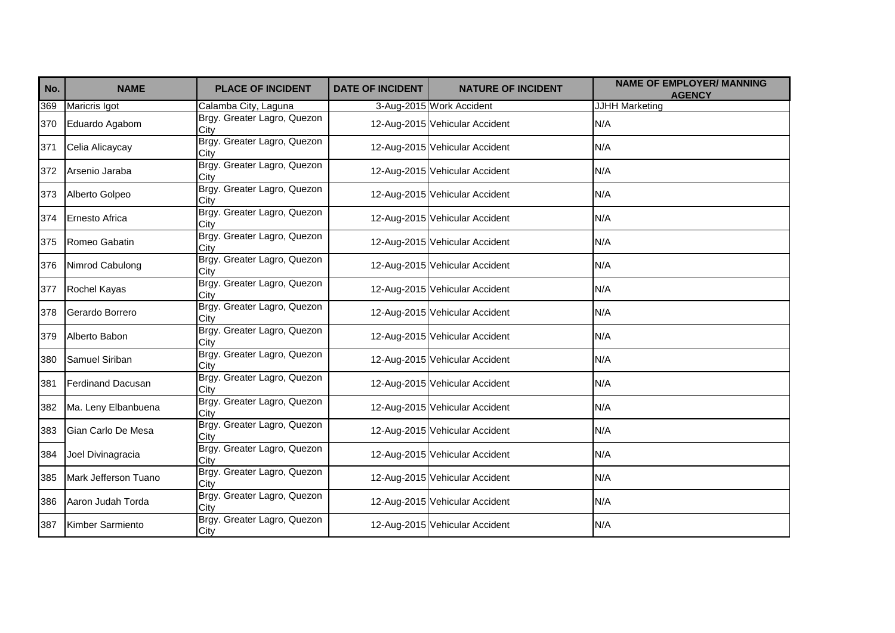| No. | NAME | PLACE OF INCIDENT | DATE OF INCIDENT | NATURE OF INCIDENT | NAME OF EMPLOYER/ MANNING AGENCY |
| --- | --- | --- | --- | --- | --- |
| 369 | Maricris Igot | Calamba City, Laguna | 3-Aug-2015 | Work Accident | JJHH Marketing |
| 370 | Eduardo Agabom | Brgy. Greater Lagro, Quezon City | 12-Aug-2015 | Vehicular Accident | N/A |
| 371 | Celia Alicaycay | Brgy. Greater Lagro, Quezon City | 12-Aug-2015 | Vehicular Accident | N/A |
| 372 | Arsenio Jaraba | Brgy. Greater Lagro, Quezon City | 12-Aug-2015 | Vehicular Accident | N/A |
| 373 | Alberto Golpeo | Brgy. Greater Lagro, Quezon City | 12-Aug-2015 | Vehicular Accident | N/A |
| 374 | Ernesto Africa | Brgy. Greater Lagro, Quezon City | 12-Aug-2015 | Vehicular Accident | N/A |
| 375 | Romeo Gabatin | Brgy. Greater Lagro, Quezon City | 12-Aug-2015 | Vehicular Accident | N/A |
| 376 | Nimrod Cabulong | Brgy. Greater Lagro, Quezon City | 12-Aug-2015 | Vehicular Accident | N/A |
| 377 | Rochel Kayas | Brgy. Greater Lagro, Quezon City | 12-Aug-2015 | Vehicular Accident | N/A |
| 378 | Gerardo Borrero | Brgy. Greater Lagro, Quezon City | 12-Aug-2015 | Vehicular Accident | N/A |
| 379 | Alberto Babon | Brgy. Greater Lagro, Quezon City | 12-Aug-2015 | Vehicular Accident | N/A |
| 380 | Samuel Siriban | Brgy. Greater Lagro, Quezon City | 12-Aug-2015 | Vehicular Accident | N/A |
| 381 | Ferdinand Dacusan | Brgy. Greater Lagro, Quezon City | 12-Aug-2015 | Vehicular Accident | N/A |
| 382 | Ma. Leny Elbanbuena | Brgy. Greater Lagro, Quezon City | 12-Aug-2015 | Vehicular Accident | N/A |
| 383 | Gian Carlo De Mesa | Brgy. Greater Lagro, Quezon City | 12-Aug-2015 | Vehicular Accident | N/A |
| 384 | Joel Divinagracia | Brgy. Greater Lagro, Quezon City | 12-Aug-2015 | Vehicular Accident | N/A |
| 385 | Mark Jefferson Tuano | Brgy. Greater Lagro, Quezon City | 12-Aug-2015 | Vehicular Accident | N/A |
| 386 | Aaron Judah Torda | Brgy. Greater Lagro, Quezon City | 12-Aug-2015 | Vehicular Accident | N/A |
| 387 | Kimber Sarmiento | Brgy. Greater Lagro, Quezon City | 12-Aug-2015 | Vehicular Accident | N/A |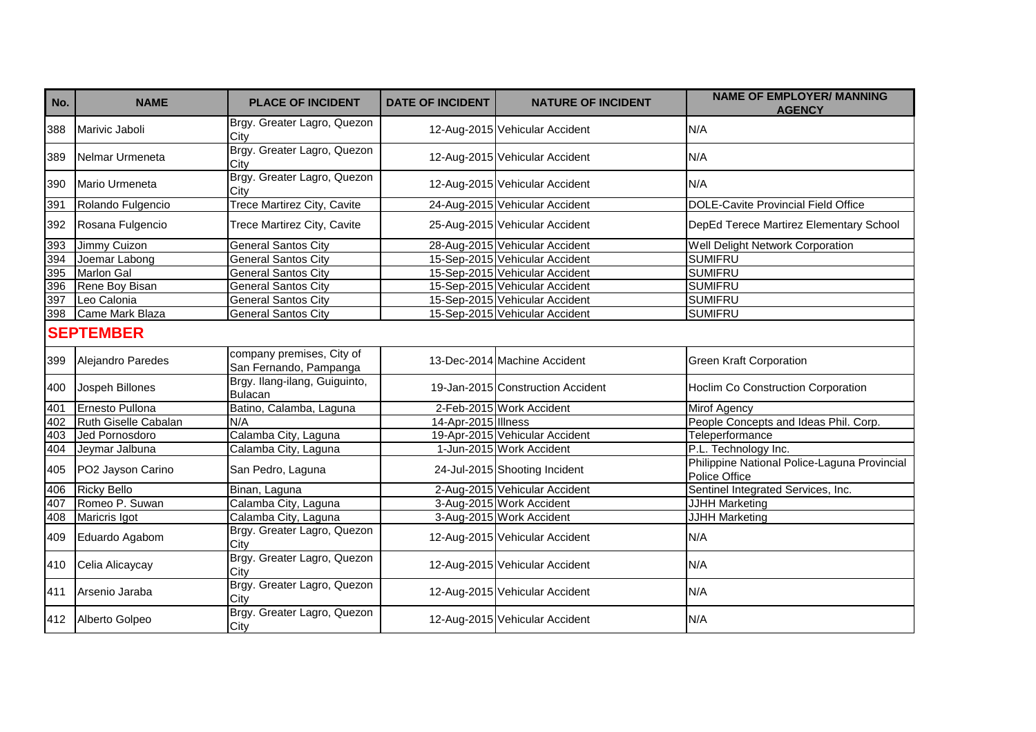| No. | NAME | PLACE OF INCIDENT | DATE OF INCIDENT | NATURE OF INCIDENT | NAME OF EMPLOYER/ MANNING AGENCY |
|---|---|---|---|---|---|
| 388 | Marivic Jaboli | Brgy. Greater Lagro, Quezon City | 12-Aug-2015 | Vehicular Accident | N/A |
| 389 | Nelmar Urmeneta | Brgy. Greater Lagro, Quezon City | 12-Aug-2015 | Vehicular Accident | N/A |
| 390 | Mario Urmeneta | Brgy. Greater Lagro, Quezon City | 12-Aug-2015 | Vehicular Accident | N/A |
| 391 | Rolando Fulgencio | Trece Martirez City, Cavite | 24-Aug-2015 | Vehicular Accident | DOLE-Cavite Provincial Field Office |
| 392 | Rosana Fulgencio | Trece Martirez City, Cavite | 25-Aug-2015 | Vehicular Accident | DepEd Terece Martirez Elementary School |
| 393 | Jimmy Cuizon | General Santos City | 28-Aug-2015 | Vehicular Accident | Well Delight Network Corporation |
| 394 | Joemar Labong | General Santos City | 15-Sep-2015 | Vehicular Accident | SUMIFRU |
| 395 | Marlon Gal | General Santos City | 15-Sep-2015 | Vehicular Accident | SUMIFRU |
| 396 | Rene Boy Bisan | General Santos City | 15-Sep-2015 | Vehicular Accident | SUMIFRU |
| 397 | Leo Calonia | General Santos City | 15-Sep-2015 | Vehicular Accident | SUMIFRU |
| 398 | Came Mark Blaza | General Santos City | 15-Sep-2015 | Vehicular Accident | SUMIFRU |
| **SEPTEMBER** | | | | | |
| 399 | Alejandro Paredes | company premises, City of San Fernando, Pampanga | 13-Dec-2014 | Machine Accident | Green Kraft Corporation |
| 400 | Jospeh Billones | Brgy. Ilang-ilang, Guiguinto, Bulacan | 19-Jan-2015 | Construction Accident | Hoclim Co Construction Corporation |
| 401 | Ernesto Pullona | Batino, Calamba, Laguna | 2-Feb-2015 | Work Accident | Mirof Agency |
| 402 | Ruth Giselle Cabalan | N/A | 14-Apr-2015 | Illness | People Concepts and Ideas Phil. Corp. |
| 403 | Jed Pornosdoro | Calamba City, Laguna | 19-Apr-2015 | Vehicular Accident | Teleperformance |
| 404 | Jeymar Jalbuna | Calamba City, Laguna | 1-Jun-2015 | Work Accident | P.L. Technology Inc. |
| 405 | PO2 Jayson Carino | San Pedro, Laguna | 24-Jul-2015 | Shooting Incident | Philippine National Police-Laguna Provincial Police Office |
| 406 | Ricky Bello | Binan, Laguna | 2-Aug-2015 | Vehicular Accident | Sentinel Integrated Services, Inc. |
| 407 | Romeo P. Suwan | Calamba City, Laguna | 3-Aug-2015 | Work Accident | JJHH Marketing |
| 408 | Maricris Igot | Calamba City, Laguna | 3-Aug-2015 | Work Accident | JJHH Marketing |
| 409 | Eduardo Agabom | Brgy. Greater Lagro, Quezon City | 12-Aug-2015 | Vehicular Accident | N/A |
| 410 | Celia Alicaycay | Brgy. Greater Lagro, Quezon City | 12-Aug-2015 | Vehicular Accident | N/A |
| 411 | Arsenio Jaraba | Brgy. Greater Lagro, Quezon City | 12-Aug-2015 | Vehicular Accident | N/A |
| 412 | Alberto Golpeo | Brgy. Greater Lagro, Quezon City | 12-Aug-2015 | Vehicular Accident | N/A |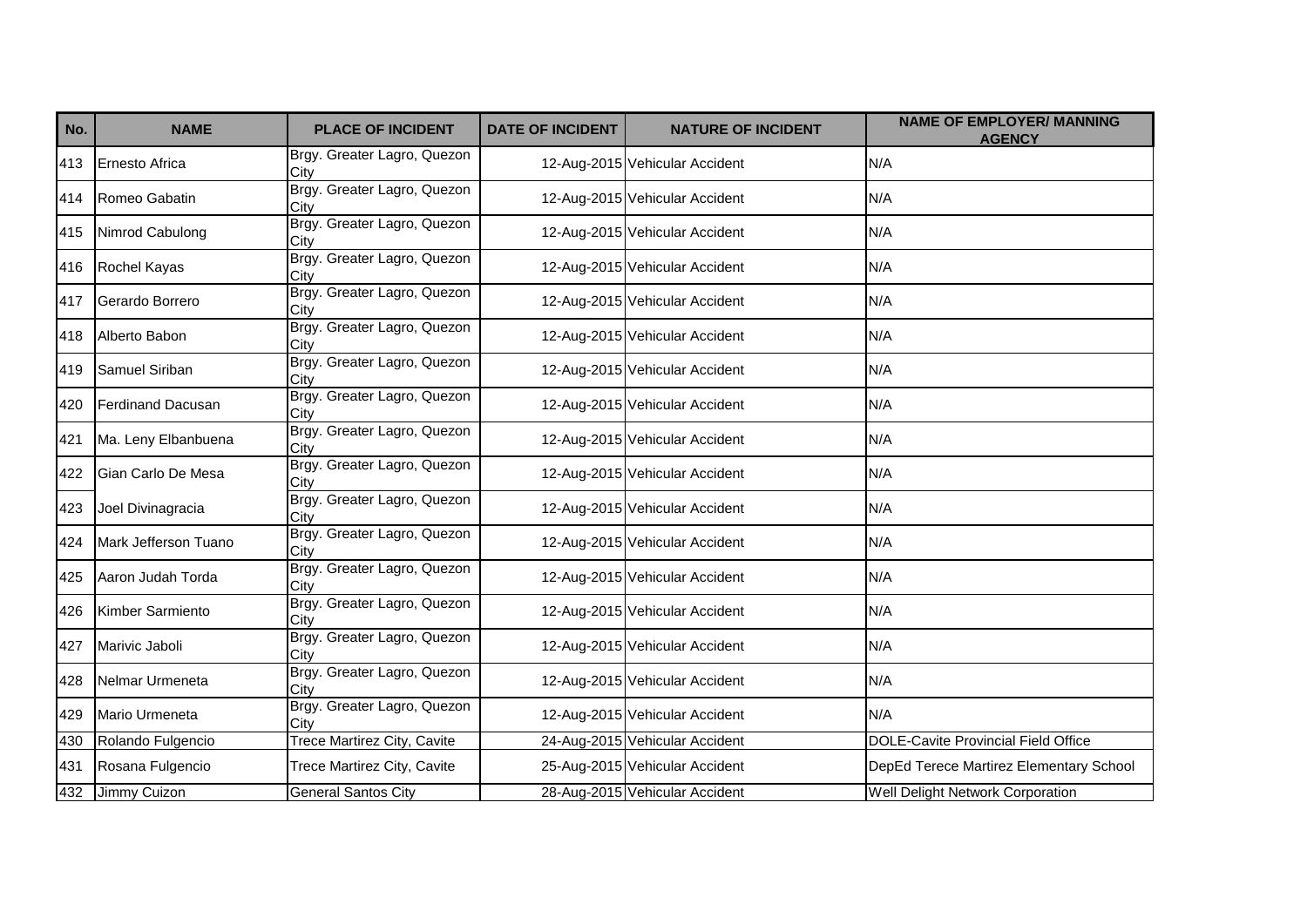| No. | NAME | PLACE OF INCIDENT | DATE OF INCIDENT | NATURE OF INCIDENT | NAME OF EMPLOYER/ MANNING AGENCY |
|---|---|---|---|---|---|
| 413 | Ernesto Africa | Brgy. Greater Lagro, Quezon City | 12-Aug-2015 | Vehicular Accident | N/A |
| 414 | Romeo Gabatin | Brgy. Greater Lagro, Quezon City | 12-Aug-2015 | Vehicular Accident | N/A |
| 415 | Nimrod Cabulong | Brgy. Greater Lagro, Quezon City | 12-Aug-2015 | Vehicular Accident | N/A |
| 416 | Rochel Kayas | Brgy. Greater Lagro, Quezon City | 12-Aug-2015 | Vehicular Accident | N/A |
| 417 | Gerardo Borrero | Brgy. Greater Lagro, Quezon City | 12-Aug-2015 | Vehicular Accident | N/A |
| 418 | Alberto Babon | Brgy. Greater Lagro, Quezon City | 12-Aug-2015 | Vehicular Accident | N/A |
| 419 | Samuel Siriban | Brgy. Greater Lagro, Quezon City | 12-Aug-2015 | Vehicular Accident | N/A |
| 420 | Ferdinand Dacusan | Brgy. Greater Lagro, Quezon City | 12-Aug-2015 | Vehicular Accident | N/A |
| 421 | Ma. Leny Elbanbuena | Brgy. Greater Lagro, Quezon City | 12-Aug-2015 | Vehicular Accident | N/A |
| 422 | Gian Carlo De Mesa | Brgy. Greater Lagro, Quezon City | 12-Aug-2015 | Vehicular Accident | N/A |
| 423 | Joel Divinagracia | Brgy. Greater Lagro, Quezon City | 12-Aug-2015 | Vehicular Accident | N/A |
| 424 | Mark Jefferson Tuano | Brgy. Greater Lagro, Quezon City | 12-Aug-2015 | Vehicular Accident | N/A |
| 425 | Aaron Judah Torda | Brgy. Greater Lagro, Quezon City | 12-Aug-2015 | Vehicular Accident | N/A |
| 426 | Kimber Sarmiento | Brgy. Greater Lagro, Quezon City | 12-Aug-2015 | Vehicular Accident | N/A |
| 427 | Marivic Jaboli | Brgy. Greater Lagro, Quezon City | 12-Aug-2015 | Vehicular Accident | N/A |
| 428 | Nelmar Urmeneta | Brgy. Greater Lagro, Quezon City | 12-Aug-2015 | Vehicular Accident | N/A |
| 429 | Mario Urmeneta | Brgy. Greater Lagro, Quezon City | 12-Aug-2015 | Vehicular Accident | N/A |
| 430 | Rolando Fulgencio | Trece Martirez City, Cavite | 24-Aug-2015 | Vehicular Accident | DOLE-Cavite Provincial Field Office |
| 431 | Rosana Fulgencio | Trece Martirez City, Cavite | 25-Aug-2015 | Vehicular Accident | DepEd Terece Martirez Elementary School |
| 432 | Jimmy Cuizon | General Santos City | 28-Aug-2015 | Vehicular Accident | Well Delight Network Corporation |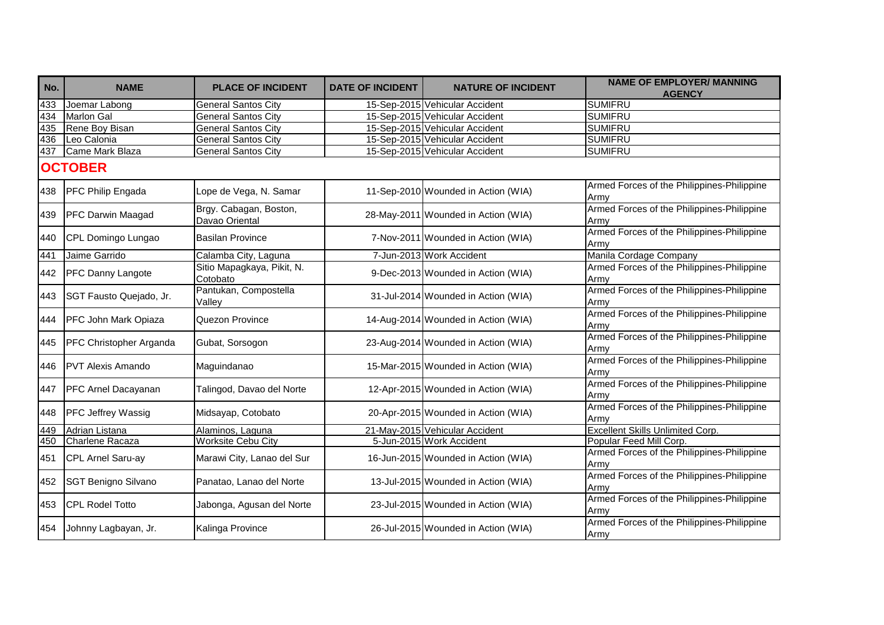| No. | NAME | PLACE OF INCIDENT | DATE OF INCIDENT | NATURE OF INCIDENT | NAME OF EMPLOYER/ MANNING AGENCY |
|---|---|---|---|---|---|
| 433 | Joemar Labong | General Santos City | 15-Sep-2015 | Vehicular Accident | SUMIFRU |
| 434 | Marlon Gal | General Santos City | 15-Sep-2015 | Vehicular Accident | SUMIFRU |
| 435 | Rene Boy Bisan | General Santos City | 15-Sep-2015 | Vehicular Accident | SUMIFRU |
| 436 | Leo Calonia | General Santos City | 15-Sep-2015 | Vehicular Accident | SUMIFRU |
| 437 | Came Mark Blaza | General Santos City | 15-Sep-2015 | Vehicular Accident | SUMIFRU |
| **OCTOBER** | | | | | |
| 438 | PFC Philip Engada | Lope de Vega, N. Samar | 11-Sep-2010 | Wounded in Action (WIA) | Armed Forces of the Philippines-Philippine Army |
| 439 | PFC Darwin Maagad | Brgy. Cabagan, Boston, Davao Oriental | 28-May-2011 | Wounded in Action (WIA) | Armed Forces of the Philippines-Philippine Army |
| 440 | CPL Domingo Lungao | Basilan Province | 7-Nov-2011 | Wounded in Action (WIA) | Armed Forces of the Philippines-Philippine Army |
| 441 | Jaime Garrido | Calamba City, Laguna | 7-Jun-2013 | Work Accident | Manila Cordage Company |
| 442 | PFC Danny Langote | Sitio Mapagkaya, Pikit, N. Cotobato | 9-Dec-2013 | Wounded in Action (WIA) | Armed Forces of the Philippines-Philippine Army |
| 443 | SGT Fausto Quejado, Jr. | Pantukan, Compostella Valley | 31-Jul-2014 | Wounded in Action (WIA) | Armed Forces of the Philippines-Philippine Army |
| 444 | PFC John Mark Opiaza | Quezon Province | 14-Aug-2014 | Wounded in Action (WIA) | Armed Forces of the Philippines-Philippine Army |
| 445 | PFC Christopher Arganda | Gubat, Sorsogon | 23-Aug-2014 | Wounded in Action (WIA) | Armed Forces of the Philippines-Philippine Army |
| 446 | PVT Alexis Amando | Maguindanao | 15-Mar-2015 | Wounded in Action (WIA) | Armed Forces of the Philippines-Philippine Army |
| 447 | PFC Arnel Dacayanan | Talingod, Davao del Norte | 12-Apr-2015 | Wounded in Action (WIA) | Armed Forces of the Philippines-Philippine Army |
| 448 | PFC Jeffrey Wassig | Midsayap, Cotobato | 20-Apr-2015 | Wounded in Action (WIA) | Armed Forces of the Philippines-Philippine Army |
| 449 | Adrian Listana | Alaminos, Laguna | 21-May-2015 | Vehicular Accident | Excellent Skills Unlimited Corp. |
| 450 | Charlene Racaza | Worksite Cebu City | 5-Jun-2015 | Work Accident | Popular Feed Mill Corp. |
| 451 | CPL Arnel Saru-ay | Marawi City, Lanao del Sur | 16-Jun-2015 | Wounded in Action (WIA) | Armed Forces of the Philippines-Philippine Army |
| 452 | SGT Benigno Silvano | Panatao, Lanao del Norte | 13-Jul-2015 | Wounded in Action (WIA) | Armed Forces of the Philippines-Philippine Army |
| 453 | CPL Rodel Totto | Jabonga, Agusan del Norte | 23-Jul-2015 | Wounded in Action (WIA) | Armed Forces of the Philippines-Philippine Army |
| 454 | Johnny Lagbayan, Jr. | Kalinga Province | 26-Jul-2015 | Wounded in Action (WIA) | Armed Forces of the Philippines-Philippine Army |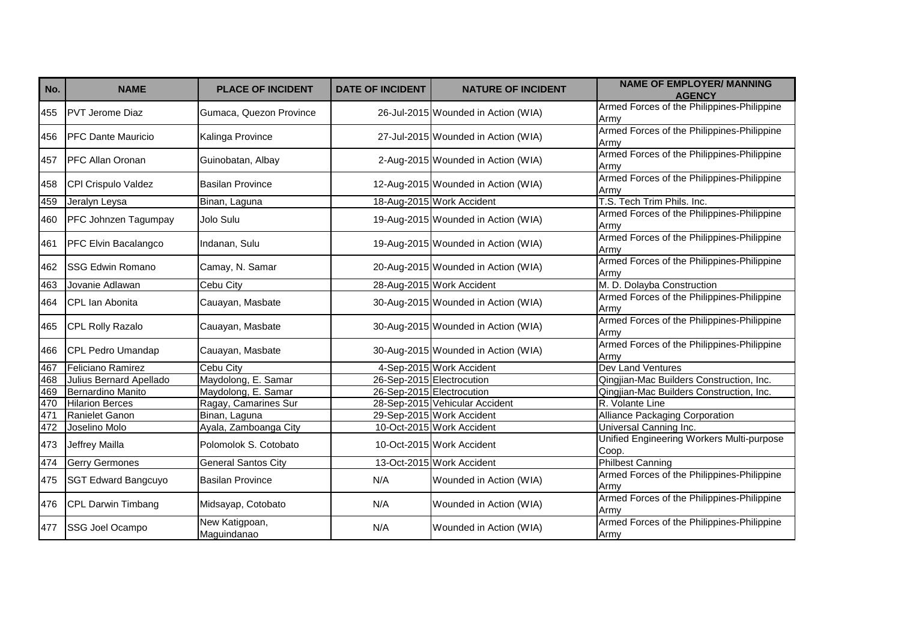| No. | NAME | PLACE OF INCIDENT | DATE OF INCIDENT | NATURE OF INCIDENT | NAME OF EMPLOYER/ MANNING AGENCY |
|---|---|---|---|---|---|
| 455 | PVT Jerome Diaz | Gumaca, Quezon Province | 26-Jul-2015 | Wounded in Action (WIA) | Armed Forces of the Philippines-Philippine Army |
| 456 | PFC Dante Mauricio | Kalinga Province | 27-Jul-2015 | Wounded in Action (WIA) | Armed Forces of the Philippines-Philippine Army |
| 457 | PFC Allan Oronan | Guinobatan, Albay | 2-Aug-2015 | Wounded in Action (WIA) | Armed Forces of the Philippines-Philippine Army |
| 458 | CPl Crispulo Valdez | Basilan Province | 12-Aug-2015 | Wounded in Action (WIA) | Armed Forces of the Philippines-Philippine Army |
| 459 | Jeralyn Leysa | Binan, Laguna | 18-Aug-2015 | Work Accident | T.S. Tech Trim Phils. Inc. |
| 460 | PFC Johnzen Tagumpay | Jolo Sulu | 19-Aug-2015 | Wounded in Action (WIA) | Armed Forces of the Philippines-Philippine Army |
| 461 | PFC Elvin Bacalangco | Indanan, Sulu | 19-Aug-2015 | Wounded in Action (WIA) | Armed Forces of the Philippines-Philippine Army |
| 462 | SSG Edwin Romano | Camay, N. Samar | 20-Aug-2015 | Wounded in Action (WIA) | Armed Forces of the Philippines-Philippine Army |
| 463 | Jovanie Adlawan | Cebu City | 28-Aug-2015 | Work Accident | M. D. Dolayba Construction |
| 464 | CPL Ian Abonita | Cauayan, Masbate | 30-Aug-2015 | Wounded in Action (WIA) | Armed Forces of the Philippines-Philippine Army |
| 465 | CPL Rolly Razalo | Cauayan, Masbate | 30-Aug-2015 | Wounded in Action (WIA) | Armed Forces of the Philippines-Philippine Army |
| 466 | CPL Pedro Umandap | Cauayan, Masbate | 30-Aug-2015 | Wounded in Action (WIA) | Armed Forces of the Philippines-Philippine Army |
| 467 | Feliciano Ramirez | Cebu City | 4-Sep-2015 | Work Accident | Dev Land Ventures |
| 468 | Julius Bernard Apellado | Maydolong, E. Samar | 26-Sep-2015 | Electrocution | Qingjian-Mac Builders Construction, Inc. |
| 469 | Bernardino Manito | Maydolong, E. Samar | 26-Sep-2015 | Electrocution | Qingjian-Mac Builders Construction, Inc. |
| 470 | Hilarion Berces | Ragay, Camarines Sur | 28-Sep-2015 | Vehicular Accident | R. Volante Line |
| 471 | Ranielet Ganon | Binan, Laguna | 29-Sep-2015 | Work Accident | Alliance Packaging Corporation |
| 472 | Joselino Molo | Ayala, Zamboanga City | 10-Oct-2015 | Work Accident | Universal Canning Inc. |
| 473 | Jeffrey Mailla | Polomolok S. Cotobato | 10-Oct-2015 | Work Accident | Unified Engineering Workers Multi-purpose Coop. |
| 474 | Gerry Germones | General Santos City | 13-Oct-2015 | Work Accident | Philbest Canning |
| 475 | SGT Edward Bangcuyo | Basilan Province | N/A | Wounded in Action (WIA) | Armed Forces of the Philippines-Philippine Army |
| 476 | CPL Darwin Timbang | Midsayap, Cotobato | N/A | Wounded in Action (WIA) | Armed Forces of the Philippines-Philippine Army |
| 477 | SSG Joel Ocampo | New Katigpoan, Maguindanao | N/A | Wounded in Action (WIA) | Armed Forces of the Philippines-Philippine Army |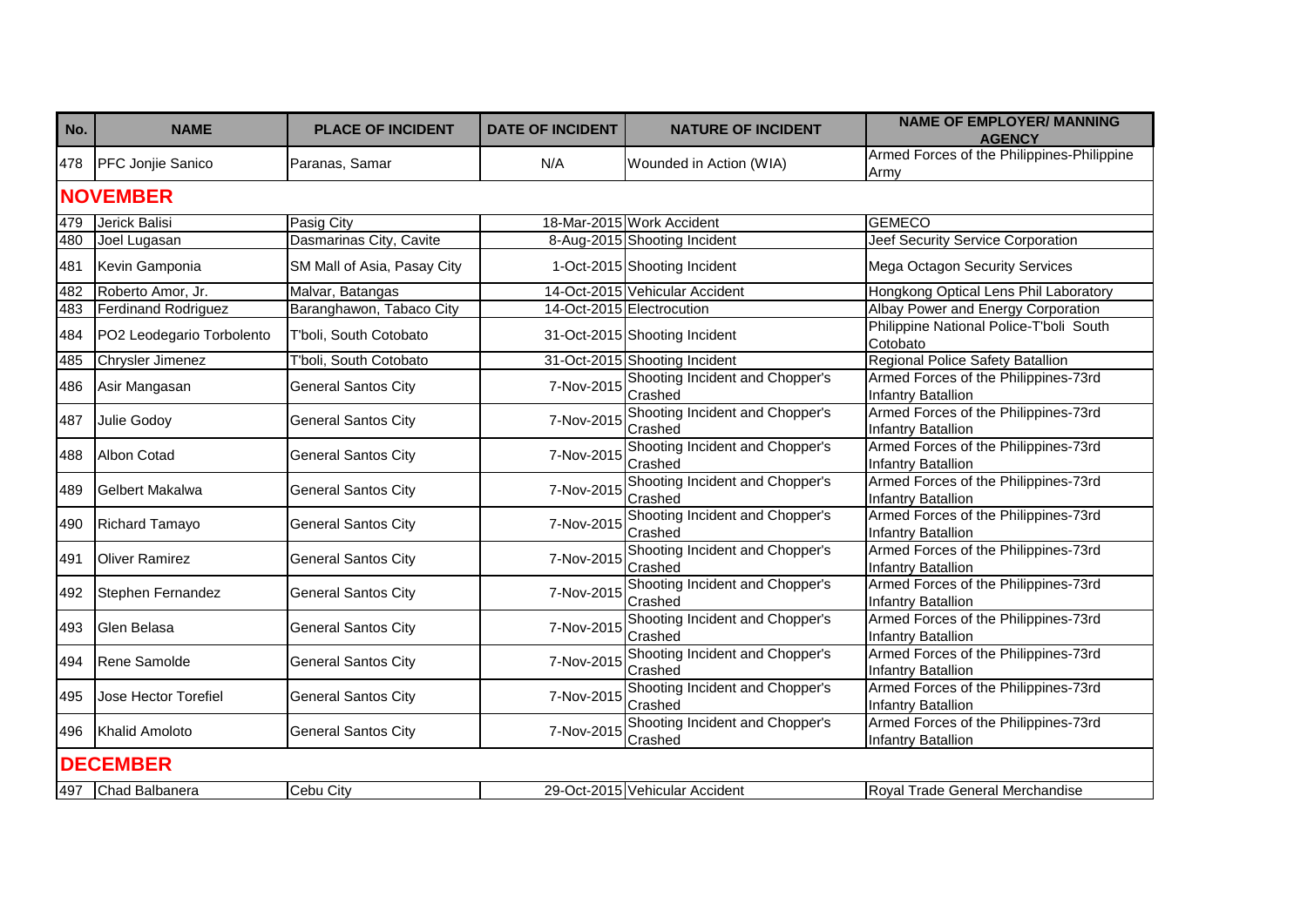| No. | NAME | PLACE OF INCIDENT | DATE OF INCIDENT | NATURE OF INCIDENT | NAME OF EMPLOYER/ MANNING AGENCY |
|---|---|---|---|---|---|
| 478 | PFC Jonjie Sanico | Paranas, Samar | N/A | Wounded in Action (WIA) | Armed Forces of the Philippines-Philippine Army |
| **NOVEMBER** | | | | | |
| 479 | Jerick Balisi | Pasig City | 18-Mar-2015 | Work Accident | GEMECO |
| 480 | Joel Lugasan | Dasmarinas City, Cavite | 8-Aug-2015 | Shooting Incident | Jeef Security Service Corporation |
| 481 | Kevin Gamponia | SM Mall of Asia, Pasay City | 1-Oct-2015 | Shooting Incident | Mega Octagon Security Services |
| 482 | Roberto Amor, Jr. | Malvar, Batangas | 14-Oct-2015 | Vehicular Accident | Hongkong Optical Lens Phil Laboratory |
| 483 | Ferdinand Rodriguez | Baranghawon, Tabaco City | 14-Oct-2015 | Electrocution | Albay Power and Energy Corporation |
| 484 | PO2 Leodegario Torbolento | T'boli, South Cotobato | 31-Oct-2015 | Shooting Incident | Philippine National Police-T'boli South Cotobato |
| 485 | Chrysler Jimenez | T'boli, South Cotobato | 31-Oct-2015 | Shooting Incident | Regional Police Safety Batallion |
| 486 | Asir Mangasan | General Santos City | 7-Nov-2015 | Shooting Incident and Chopper's Crashed | Armed Forces of the Philippines-73rd Infantry Batallion |
| 487 | Julie Godoy | General Santos City | 7-Nov-2015 | Shooting Incident and Chopper's Crashed | Armed Forces of the Philippines-73rd Infantry Batallion |
| 488 | Albon Cotad | General Santos City | 7-Nov-2015 | Shooting Incident and Chopper's Crashed | Armed Forces of the Philippines-73rd Infantry Batallion |
| 489 | Gelbert Makalwa | General Santos City | 7-Nov-2015 | Shooting Incident and Chopper's Crashed | Armed Forces of the Philippines-73rd Infantry Batallion |
| 490 | Richard Tamayo | General Santos City | 7-Nov-2015 | Shooting Incident and Chopper's Crashed | Armed Forces of the Philippines-73rd Infantry Batallion |
| 491 | Oliver Ramirez | General Santos City | 7-Nov-2015 | Shooting Incident and Chopper's Crashed | Armed Forces of the Philippines-73rd Infantry Batallion |
| 492 | Stephen Fernandez | General Santos City | 7-Nov-2015 | Shooting Incident and Chopper's Crashed | Armed Forces of the Philippines-73rd Infantry Batallion |
| 493 | Glen Belasa | General Santos City | 7-Nov-2015 | Shooting Incident and Chopper's Crashed | Armed Forces of the Philippines-73rd Infantry Batallion |
| 494 | Rene Samolde | General Santos City | 7-Nov-2015 | Shooting Incident and Chopper's Crashed | Armed Forces of the Philippines-73rd Infantry Batallion |
| 495 | Jose Hector Torefiel | General Santos City | 7-Nov-2015 | Shooting Incident and Chopper's Crashed | Armed Forces of the Philippines-73rd Infantry Batallion |
| 496 | Khalid Amoloto | General Santos City | 7-Nov-2015 | Shooting Incident and Chopper's Crashed | Armed Forces of the Philippines-73rd Infantry Batallion |
| **DECEMBER** | | | | | |
| 497 | Chad Balbanera | Cebu City | 29-Oct-2015 | Vehicular Accident | Royal Trade General Merchandise |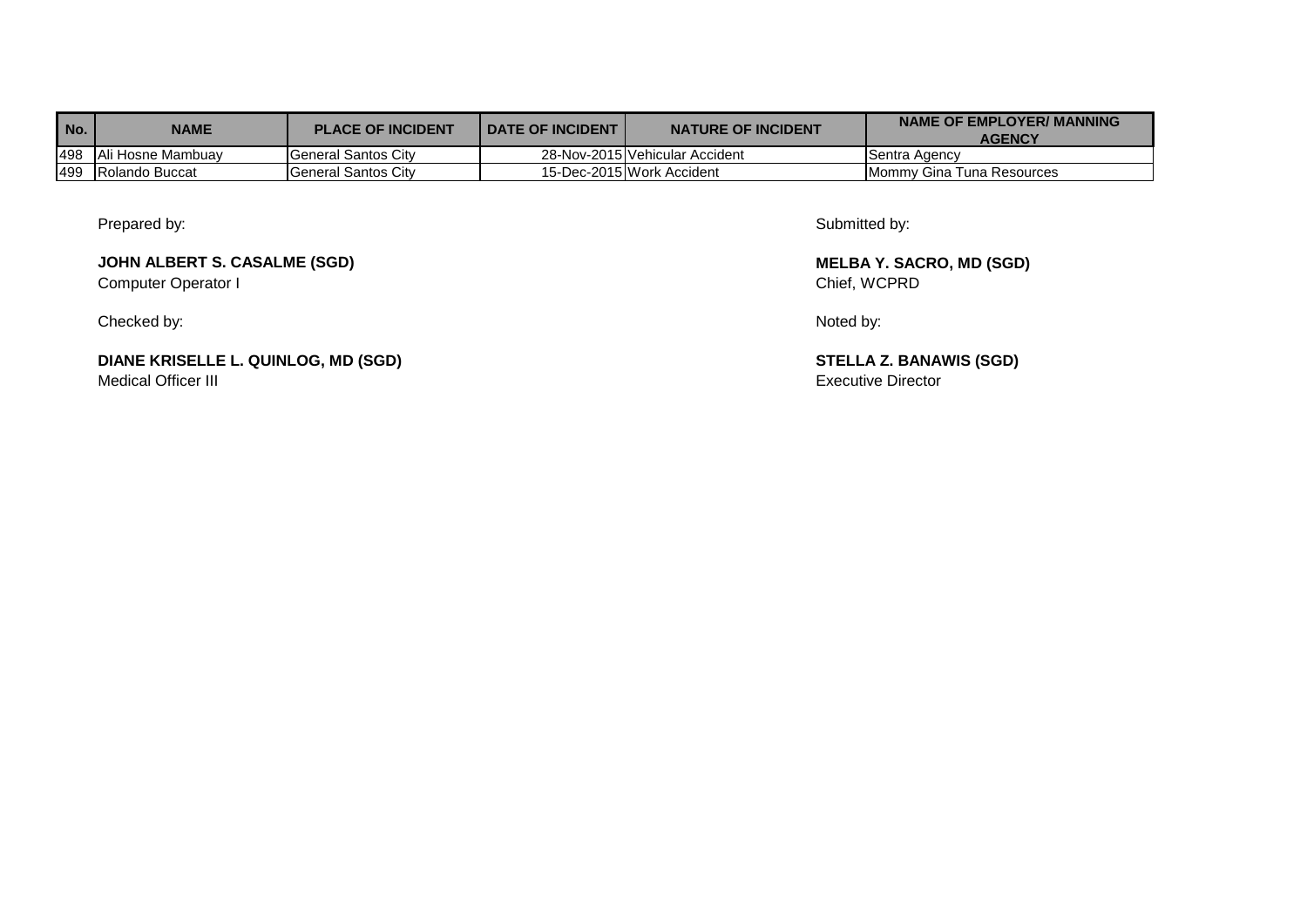| No. | NAME | PLACE OF INCIDENT | DATE OF INCIDENT | NATURE OF INCIDENT | NAME OF EMPLOYER/ MANNING AGENCY |
|---|---|---|---|---|---|
| 498 | Ali Hosne Mambuay | General Santos City | 28-Nov-2015 | Vehicular Accident | Sentra Agency |
| 499 | Rolando Buccat | General Santos City | 15-Dec-2015 | Work Accident | Mommy Gina Tuna Resources |

Prepared by:

**JOHN ALBERT S. CASALME (SGD)**
Computer Operator I

Checked by:

**DIANE KRISELLE L. QUINLOG, MD (SGD)**
Medical Officer III

Submitted by:

**MELBA Y. SACRO, MD (SGD)**
Chief, WCPRD

Noted by:

**STELLA Z. BANAWIS (SGD)**
Executive Director